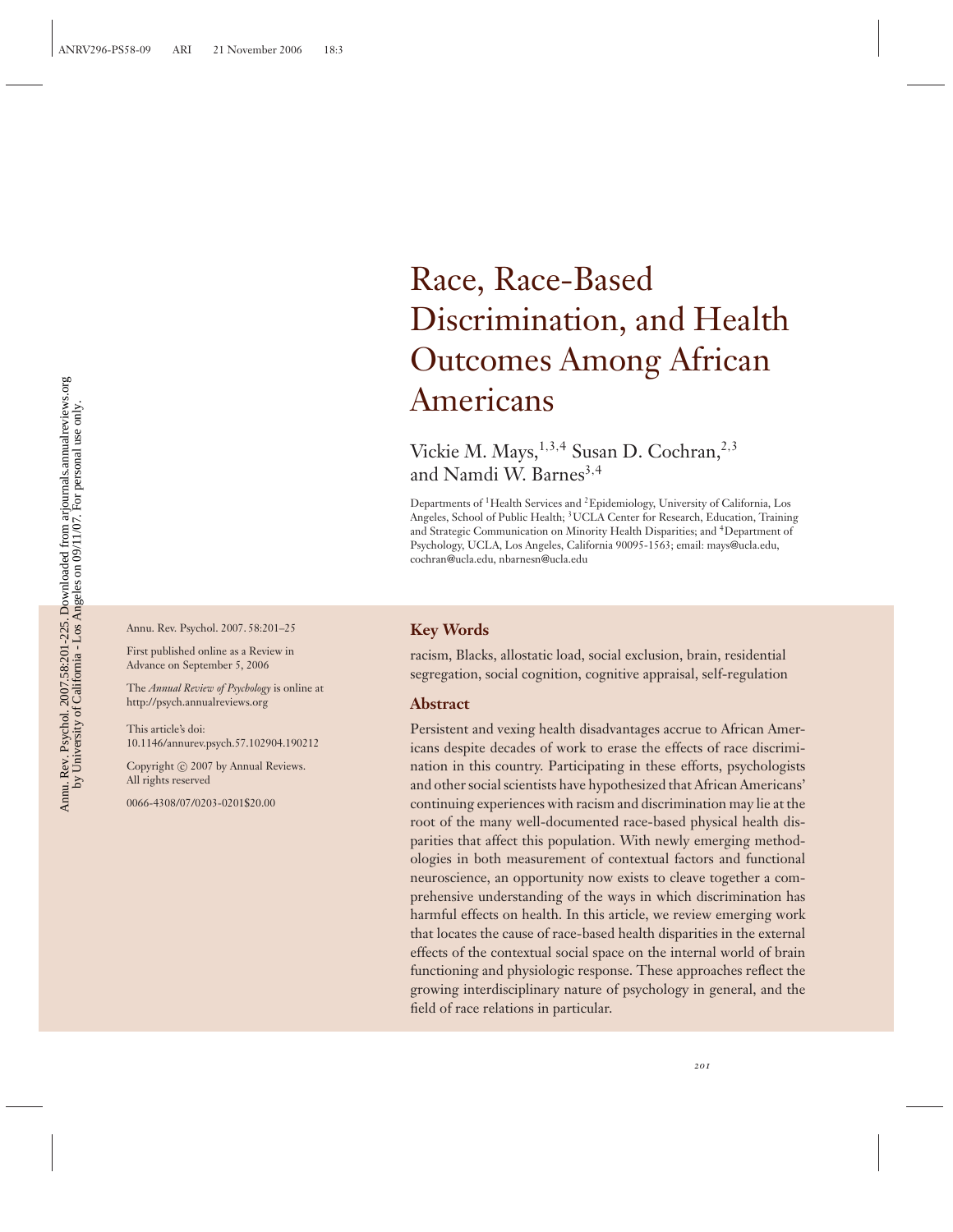# Race, Race-Based Discrimination, and Health Outcomes Among African Americans

Vickie M. Mays,[1,3,4] Susan D. Cochran,[2,3] and Namdi W. Barnes[3,4]

Departments of [1]Health Services and [2]Epidemiology, University of California, Los Angeles, School of Public Health; [3]UCLA Center for Research, Education, Training and Strategic Communication on Minority Health Disparities; and [4]Department of Psychology, UCLA, Los Angeles, California 90095-1563; email: mays@ucla.edu, cochran@ucla.edu, nbarnesn@ucla.edu

Annu. Rev. Psychol. 2007. 58:201–25

First published online as a Review in Advance on September 5, 2006

The *Annual Review of Psychology* is online at http://psych.annualreviews.org

This article's doi: 10.1146/annurev.psych.57.102904.190212

Copyright © 2007 by Annual Reviews. All rights reserved

0066-4308/07/0203-0201$20.00

## Key Words

racism, Blacks, allostatic load, social exclusion, brain, residential segregation, social cognition, cognitive appraisal, self-regulation

## Abstract

Persistent and vexing health disadvantages accrue to African Americans despite decades of work to erase the effects of race discrimination in this country. Participating in these efforts, psychologists and other social scientists have hypothesized that African Americans' continuing experiences with racism and discrimination may lie at the root of the many well-documented race-based physical health disparities that affect this population. With newly emerging methodologies in both measurement of contextual factors and functional neuroscience, an opportunity now exists to cleave together a comprehensive understanding of the ways in which discrimination has harmful effects on health. In this article, we review emerging work that locates the cause of race-based health disparities in the external effects of the contextual social space on the internal world of brain functioning and physiologic response. These approaches reflect the growing interdisciplinary nature of psychology in general, and the field of race relations in particular.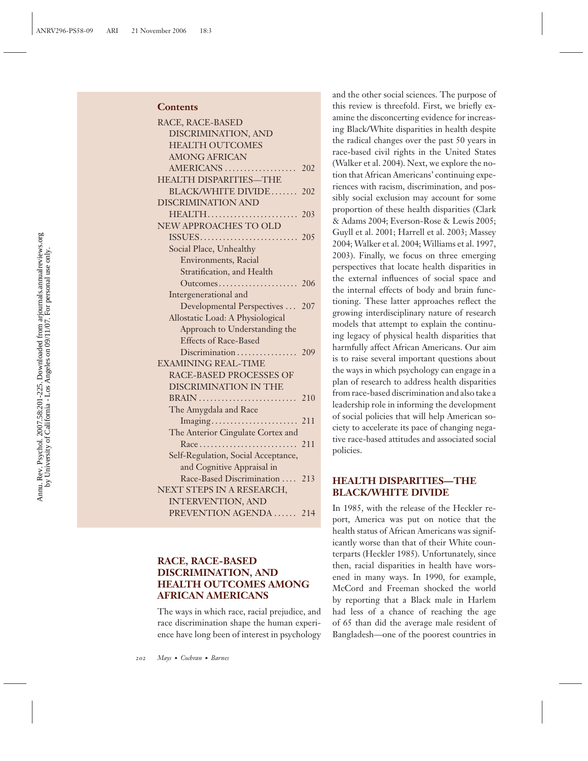## Contents

RACE, RACE-BASED DISCRIMINATION, AND HEALTH OUTCOMES AMONG AFRICAN AMERICANS ................... 202
HEALTH DISPARITIES—THE BLACK/WHITE DIVIDE ....... 202
DISCRIMINATION AND HEALTH ........................ 203
NEW APPROACHES TO OLD ISSUES .......................... 205
- Social Place, Unhealthy Environments, Racial Stratification, and Health Outcomes ..................... 206
- Intergenerational and Developmental Perspectives ... 207
- Allostatic Load: A Physiological Approach to Understanding the Effects of Race-Based Discrimination ................ 209

EXAMINING REAL-TIME RACE-BASED PROCESSES OF DISCRIMINATION IN THE BRAIN .......................... 210
- The Amygdala and Race Imaging ....................... 211
- The Anterior Cingulate Cortex and Race .......................... 211
- Self-Regulation, Social Acceptance, and Cognitive Appraisal in Race-Based Discrimination .... 213

NEXT STEPS IN A RESEARCH, INTERVENTION, AND PREVENTION AGENDA ...... 214

## RACE, RACE-BASED DISCRIMINATION, AND HEALTH OUTCOMES AMONG AFRICAN AMERICANS

The ways in which race, racial prejudice, and race discrimination shape the human experience have long been of interest in psychology and the other social sciences. The purpose of this review is threefold. First, we briefly examine the disconcerting evidence for increasing Black/White disparities in health despite the radical changes over the past 50 years in race-based civil rights in the United States (Walker et al. 2004). Next, we explore the notion that African Americans' continuing experiences with racism, discrimination, and possibly social exclusion may account for some proportion of these health disparities (Clark & Adams 2004; Everson-Rose & Lewis 2005; Guyll et al. 2001; Harrell et al. 2003; Massey 2004; Walker et al. 2004; Williams et al. 1997, 2003). Finally, we focus on three emerging perspectives that locate health disparities in the external influences of social space and the internal effects of body and brain functioning. These latter approaches reflect the growing interdisciplinary nature of research models that attempt to explain the continuing legacy of physical health disparities that harmfully affect African Americans. Our aim is to raise several important questions about the ways in which psychology can engage in a plan of research to address health disparities from race-based discrimination and also take a leadership role in informing the development of social policies that will help American society to accelerate its pace of changing negative race-based attitudes and associated social policies.

## HEALTH DISPARITIES—THE BLACK/WHITE DIVIDE

In 1985, with the release of the Heckler report, America was put on notice that the health status of African Americans was significantly worse than that of their White counterparts (Heckler 1985). Unfortunately, since then, racial disparities in health have worsened in many ways. In 1990, for example, McCord and Freeman shocked the world by reporting that a Black male in Harlem had less of a chance of reaching the age of 65 than did the average male resident of Bangladesh—one of the poorest countries in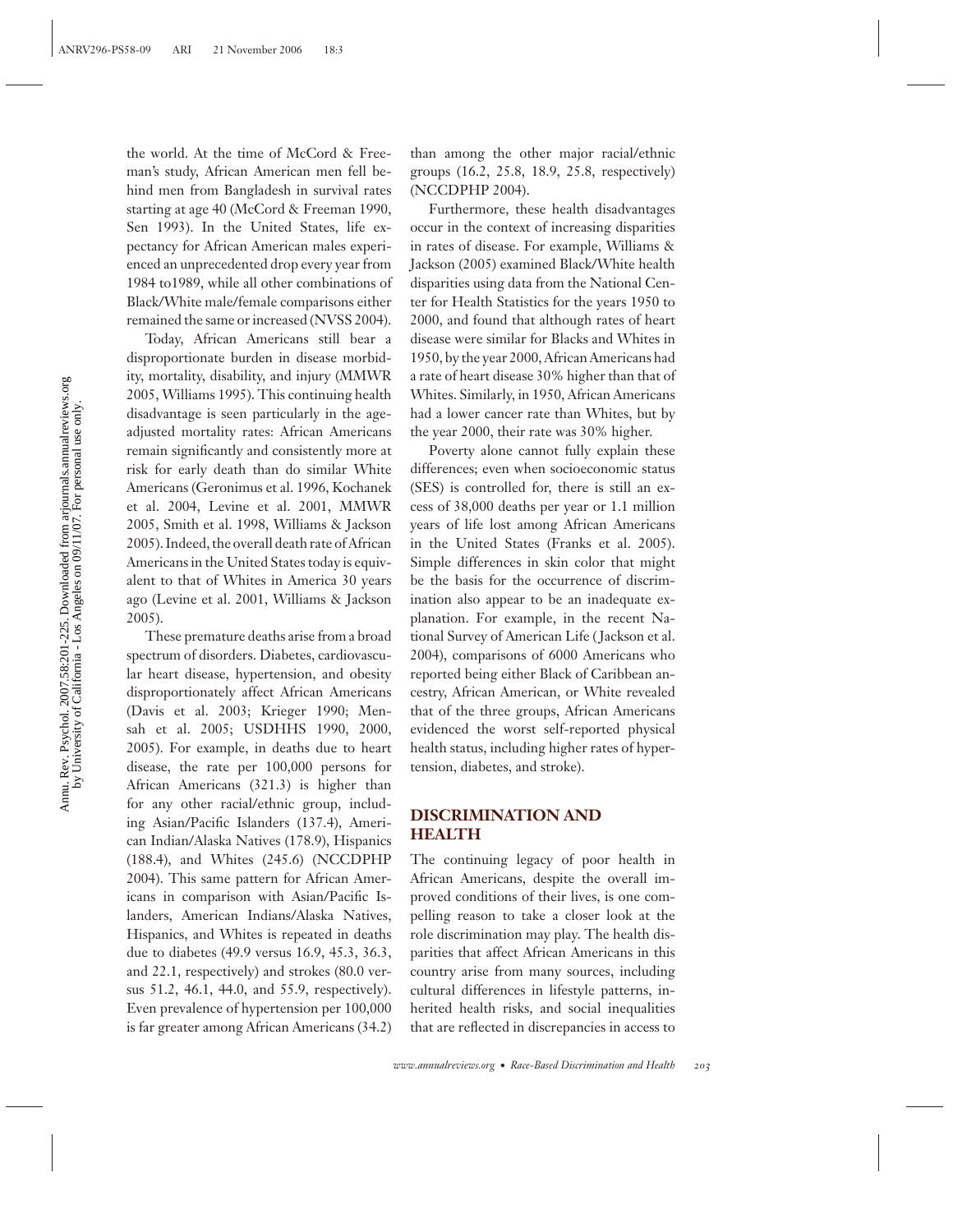the world. At the time of McCord & Freeman's study, African American men fell behind men from Bangladesh in survival rates starting at age 40 (McCord & Freeman 1990, Sen 1993). In the United States, life expectancy for African American males experienced an unprecedented drop every year from 1984 to1989, while all other combinations of Black/White male/female comparisons either remained the same or increased (NVSS 2004).

Today, African Americans still bear a disproportionate burden in disease morbidity, mortality, disability, and injury (MMWR 2005, Williams 1995). This continuing health disadvantage is seen particularly in the age-adjusted mortality rates: African Americans remain significantly and consistently more at risk for early death than do similar White Americans (Geronimus et al. 1996, Kochanek et al. 2004, Levine et al. 2001, MMWR 2005, Smith et al. 1998, Williams & Jackson 2005). Indeed, the overall death rate of African Americans in the United States today is equivalent to that of Whites in America 30 years ago (Levine et al. 2001, Williams & Jackson 2005).

These premature deaths arise from a broad spectrum of disorders. Diabetes, cardiovascular heart disease, hypertension, and obesity disproportionately affect African Americans (Davis et al. 2003; Krieger 1990; Mensah et al. 2005; USDHHS 1990, 2000, 2005). For example, in deaths due to heart disease, the rate per 100,000 persons for African Americans (321.3) is higher than for any other racial/ethnic group, including Asian/Pacific Islanders (137.4), American Indian/Alaska Natives (178.9), Hispanics (188.4), and Whites (245.6) (NCCDPHP 2004). This same pattern for African Americans in comparison with Asian/Pacific Islanders, American Indians/Alaska Natives, Hispanics, and Whites is repeated in deaths due to diabetes (49.9 versus 16.9, 45.3, 36.3, and 22.1, respectively) and strokes (80.0 versus 51.2, 46.1, 44.0, and 55.9, respectively). Even prevalence of hypertension per 100,000 is far greater among African Americans (34.2) than among the other major racial/ethnic groups (16.2, 25.8, 18.9, 25.8, respectively) (NCCDPHP 2004).

Furthermore, these health disadvantages occur in the context of increasing disparities in rates of disease. For example, Williams & Jackson (2005) examined Black/White health disparities using data from the National Center for Health Statistics for the years 1950 to 2000, and found that although rates of heart disease were similar for Blacks and Whites in 1950, by the year 2000, African Americans had a rate of heart disease 30% higher than that of Whites. Similarly, in 1950, African Americans had a lower cancer rate than Whites, but by the year 2000, their rate was 30% higher.

Poverty alone cannot fully explain these differences; even when socioeconomic status (SES) is controlled for, there is still an excess of 38,000 deaths per year or 1.1 million years of life lost among African Americans in the United States (Franks et al. 2005). Simple differences in skin color that might be the basis for the occurrence of discrimination also appear to be an inadequate explanation. For example, in the recent National Survey of American Life (Jackson et al. 2004), comparisons of 6000 Americans who reported being either Black of Caribbean ancestry, African American, or White revealed that of the three groups, African Americans evidenced the worst self-reported physical health status, including higher rates of hypertension, diabetes, and stroke).

## DISCRIMINATION AND HEALTH

The continuing legacy of poor health in African Americans, despite the overall improved conditions of their lives, is one compelling reason to take a closer look at the role discrimination may play. The health disparities that affect African Americans in this country arise from many sources, including cultural differences in lifestyle patterns, inherited health risks, and social inequalities that are reflected in discrepancies in access to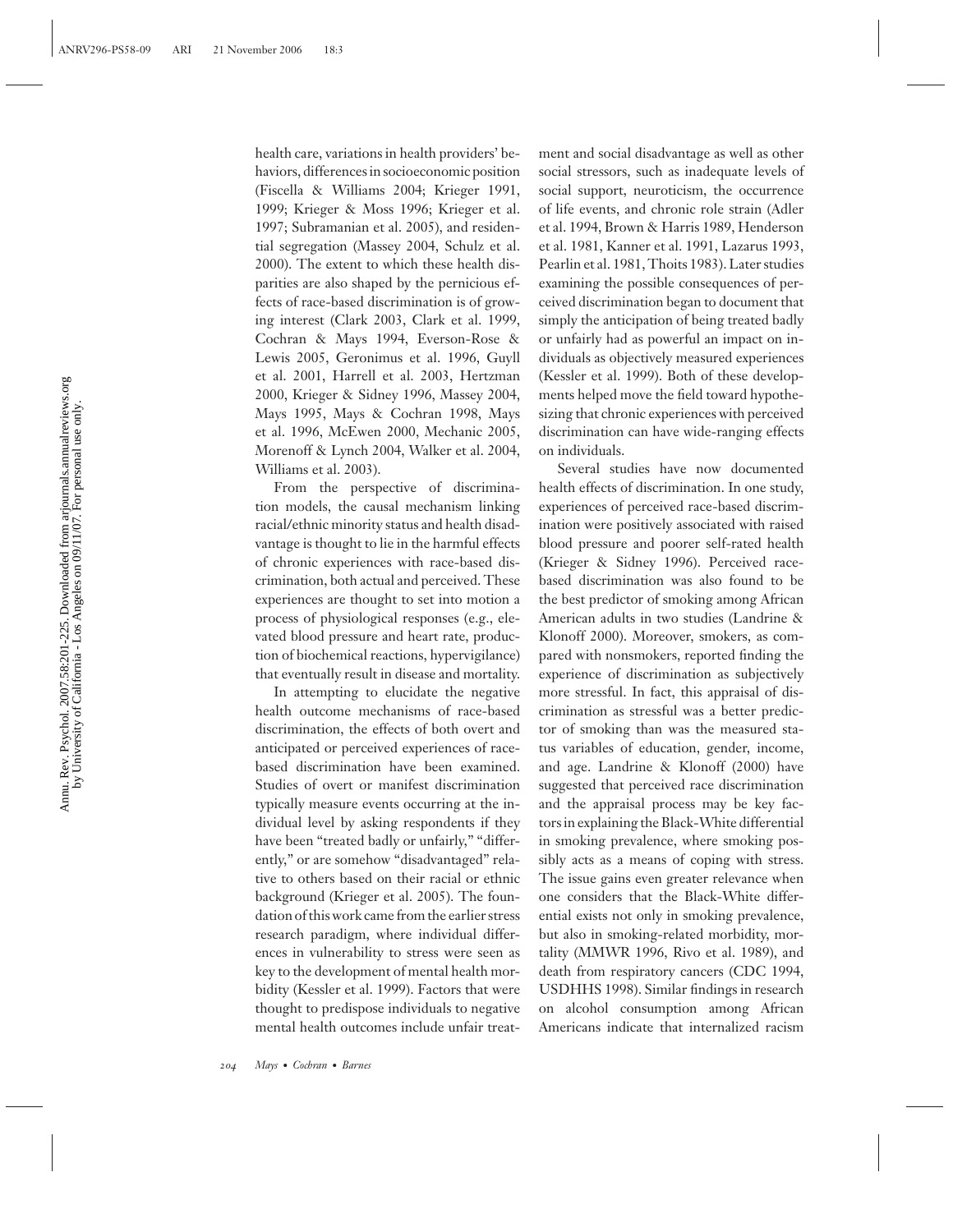health care, variations in health providers' behaviors, differences in socioeconomic position (Fiscella & Williams 2004; Krieger 1991, 1999; Krieger & Moss 1996; Krieger et al. 1997; Subramanian et al. 2005), and residential segregation (Massey 2004, Schulz et al. 2000). The extent to which these health disparities are also shaped by the pernicious effects of race-based discrimination is of growing interest (Clark 2003, Clark et al. 1999, Cochran & Mays 1994, Everson-Rose & Lewis 2005, Geronimus et al. 1996, Guyll et al. 2001, Harrell et al. 2003, Hertzman 2000, Krieger & Sidney 1996, Massey 2004, Mays 1995, Mays & Cochran 1998, Mays et al. 1996, McEwen 2000, Mechanic 2005, Morenoff & Lynch 2004, Walker et al. 2004, Williams et al. 2003).

From the perspective of discrimination models, the causal mechanism linking racial/ethnic minority status and health disadvantage is thought to lie in the harmful effects of chronic experiences with race-based discrimination, both actual and perceived. These experiences are thought to set into motion a process of physiological responses (e.g., elevated blood pressure and heart rate, production of biochemical reactions, hypervigilance) that eventually result in disease and mortality.

In attempting to elucidate the negative health outcome mechanisms of race-based discrimination, the effects of both overt and anticipated or perceived experiences of race-based discrimination have been examined. Studies of overt or manifest discrimination typically measure events occurring at the individual level by asking respondents if they have been "treated badly or unfairly," "differently," or are somehow "disadvantaged" relative to others based on their racial or ethnic background (Krieger et al. 2005). The foundation of this work came from the earlier stress research paradigm, where individual differences in vulnerability to stress were seen as key to the development of mental health morbidity (Kessler et al. 1999). Factors that were thought to predispose individuals to negative mental health outcomes include unfair treatment and social disadvantage as well as other social stressors, such as inadequate levels of social support, neuroticism, the occurrence of life events, and chronic role strain (Adler et al. 1994, Brown & Harris 1989, Henderson et al. 1981, Kanner et al. 1991, Lazarus 1993, Pearlin et al. 1981, Thoits 1983). Later studies examining the possible consequences of perceived discrimination began to document that simply the anticipation of being treated badly or unfairly had as powerful an impact on individuals as objectively measured experiences (Kessler et al. 1999). Both of these developments helped move the field toward hypothesizing that chronic experiences with perceived discrimination can have wide-ranging effects on individuals.

Several studies have now documented health effects of discrimination. In one study, experiences of perceived race-based discrimination were positively associated with raised blood pressure and poorer self-rated health (Krieger & Sidney 1996). Perceived race-based discrimination was also found to be the best predictor of smoking among African American adults in two studies (Landrine & Klonoff 2000). Moreover, smokers, as compared with nonsmokers, reported finding the experience of discrimination as subjectively more stressful. In fact, this appraisal of discrimination as stressful was a better predictor of smoking than was the measured status variables of education, gender, income, and age. Landrine & Klonoff (2000) have suggested that perceived race discrimination and the appraisal process may be key factors in explaining the Black-White differential in smoking prevalence, where smoking possibly acts as a means of coping with stress. The issue gains even greater relevance when one considers that the Black-White differential exists not only in smoking prevalence, but also in smoking-related morbidity, mortality (MMWR 1996, Rivo et al. 1989), and death from respiratory cancers (CDC 1994, USDHHS 1998). Similar findings in research on alcohol consumption among African Americans indicate that internalized racism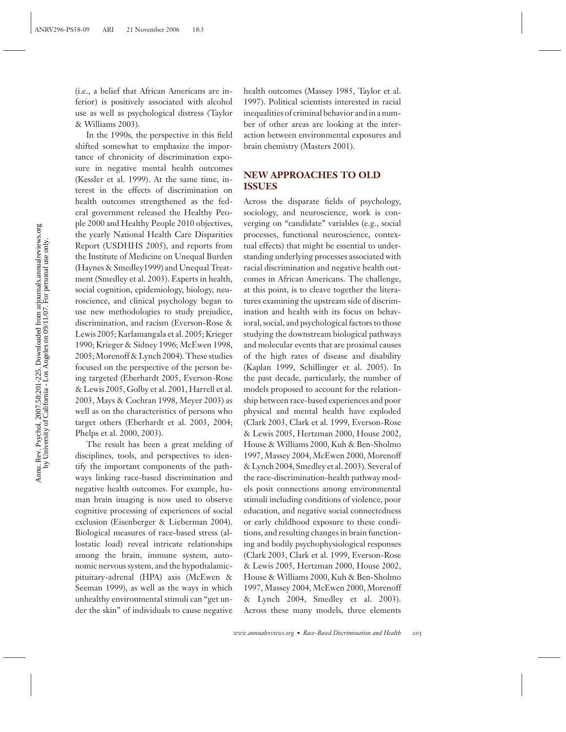(i.e., a belief that African Americans are inferior) is positively associated with alcohol use as well as psychological distress (Taylor & Williams 2003).

In the 1990s, the perspective in this field shifted somewhat to emphasize the importance of chronicity of discrimination exposure in negative mental health outcomes (Kessler et al. 1999). At the same time, interest in the effects of discrimination on health outcomes strengthened as the federal government released the Healthy People 2000 and Healthy People 2010 objectives, the yearly National Health Care Disparities Report (USDHHS 2005), and reports from the Institute of Medicine on Unequal Burden (Haynes & Smedley1999) and Unequal Treatment (Smedley et al. 2003). Experts in health, social cognition, epidemiology, biology, neuroscience, and clinical psychology began to use new methodologies to study prejudice, discrimination, and racism (Everson-Rose & Lewis 2005; Karlamangala et al. 2005; Krieger 1990; Krieger & Sidney 1996; McEwen 1998, 2005; Morenoff & Lynch 2004). These studies focused on the perspective of the person being targeted (Eberhardt 2005, Everson-Rose & Lewis 2005, Golby et al. 2001, Harrell et al. 2003, Mays & Cochran 1998, Meyer 2003) as well as on the characteristics of persons who target others (Eberhardt et al. 2003, 2004; Phelps et al. 2000, 2003).

The result has been a great melding of disciplines, tools, and perspectives to identify the important components of the pathways linking race-based discrimination and negative health outcomes. For example, human brain imaging is now used to observe cognitive processing of experiences of social exclusion (Eisenberger & Lieberman 2004). Biological measures of race-based stress (allostatic load) reveal intricate relationships among the brain, immune system, autonomic nervous system, and the hypothalamic-pituitary-adrenal (HPA) axis (McEwen & Seeman 1999), as well as the ways in which unhealthy environmental stimuli can "get under the skin" of individuals to cause negative health outcomes (Massey 1985, Taylor et al. 1997). Political scientists interested in racial inequalities of criminal behavior and in a number of other areas are looking at the interaction between environmental exposures and brain chemistry (Masters 2001).

## NEW APPROACHES TO OLD ISSUES

Across the disparate fields of psychology, sociology, and neuroscience, work is converging on "candidate" variables (e.g., social processes, functional neuroscience, contextual effects) that might be essential to understanding underlying processes associated with racial discrimination and negative health outcomes in African Americans. The challenge, at this point, is to cleave together the literatures examining the upstream side of discrimination and health with its focus on behavioral, social, and psychological factors to those studying the downstream biological pathways and molecular events that are proximal causes of the high rates of disease and disability (Kaplan 1999, Schillinger et al. 2005). In the past decade, particularly, the number of models proposed to account for the relationship between race-based experiences and poor physical and mental health have exploded (Clark 2003, Clark et al. 1999, Everson-Rose & Lewis 2005, Hertzman 2000, House 2002, House & Williams 2000, Kuh & Ben-Sholmo 1997, Massey 2004, McEwen 2000, Morenoff & Lynch 2004, Smedley et al. 2003). Several of the race-discrimination-health pathway models posit connections among environmental stimuli including conditions of violence, poor education, and negative social connectedness or early childhood exposure to these conditions, and resulting changes in brain functioning and bodily psychophysiological responses (Clark 2003, Clark et al. 1999, Everson-Rose & Lewis 2005, Hertzman 2000, House 2002, House & Williams 2000, Kuh & Ben-Sholmo 1997, Massey 2004, McEwen 2000, Morenoff & Lynch 2004, Smedley et al. 2003). Across these many models, three elements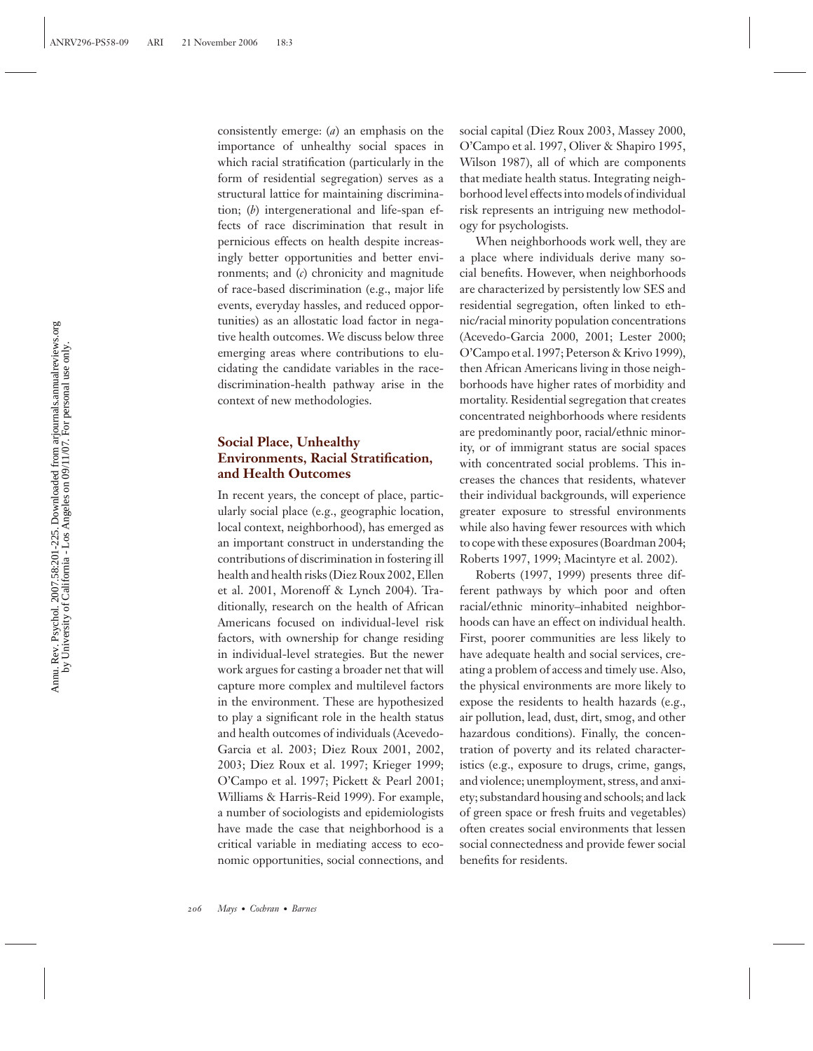consistently emerge: (*a*) an emphasis on the importance of unhealthy social spaces in which racial stratification (particularly in the form of residential segregation) serves as a structural lattice for maintaining discrimination; (*b*) intergenerational and life-span effects of race discrimination that result in pernicious effects on health despite increasingly better opportunities and better environments; and (*c*) chronicity and magnitude of race-based discrimination (e.g., major life events, everyday hassles, and reduced opportunities) as an allostatic load factor in negative health outcomes. We discuss below three emerging areas where contributions to elucidating the candidate variables in the race-discrimination-health pathway arise in the context of new methodologies.

### Social Place, Unhealthy Environments, Racial Stratification, and Health Outcomes

In recent years, the concept of place, particularly social place (e.g., geographic location, local context, neighborhood), has emerged as an important construct in understanding the contributions of discrimination in fostering ill health and health risks (Diez Roux 2002, Ellen et al. 2001, Morenoff & Lynch 2004). Traditionally, research on the health of African Americans focused on individual-level risk factors, with ownership for change residing in individual-level strategies. But the newer work argues for casting a broader net that will capture more complex and multilevel factors in the environment. These are hypothesized to play a significant role in the health status and health outcomes of individuals (Acevedo-Garcia et al. 2003; Diez Roux 2001, 2002, 2003; Diez Roux et al. 1997; Krieger 1999; O'Campo et al. 1997; Pickett & Pearl 2001; Williams & Harris-Reid 1999). For example, a number of sociologists and epidemiologists have made the case that neighborhood is a critical variable in mediating access to economic opportunities, social connections, and social capital (Diez Roux 2003, Massey 2000, O'Campo et al. 1997, Oliver & Shapiro 1995, Wilson 1987), all of which are components that mediate health status. Integrating neighborhood level effects into models of individual risk represents an intriguing new methodology for psychologists.

When neighborhoods work well, they are a place where individuals derive many social benefits. However, when neighborhoods are characterized by persistently low SES and residential segregation, often linked to ethnic/racial minority population concentrations (Acevedo-Garcia 2000, 2001; Lester 2000; O'Campo et al. 1997; Peterson & Krivo 1999), then African Americans living in those neighborhoods have higher rates of morbidity and mortality. Residential segregation that creates concentrated neighborhoods where residents are predominantly poor, racial/ethnic minority, or of immigrant status are social spaces with concentrated social problems. This increases the chances that residents, whatever their individual backgrounds, will experience greater exposure to stressful environments while also having fewer resources with which to cope with these exposures (Boardman 2004; Roberts 1997, 1999; Macintyre et al. 2002).

Roberts (1997, 1999) presents three different pathways by which poor and often racial/ethnic minority–inhabited neighborhoods can have an effect on individual health. First, poorer communities are less likely to have adequate health and social services, creating a problem of access and timely use. Also, the physical environments are more likely to expose the residents to health hazards (e.g., air pollution, lead, dust, dirt, smog, and other hazardous conditions). Finally, the concentration of poverty and its related characteristics (e.g., exposure to drugs, crime, gangs, and violence; unemployment, stress, and anxiety; substandard housing and schools; and lack of green space or fresh fruits and vegetables) often creates social environments that lessen social connectedness and provide fewer social benefits for residents.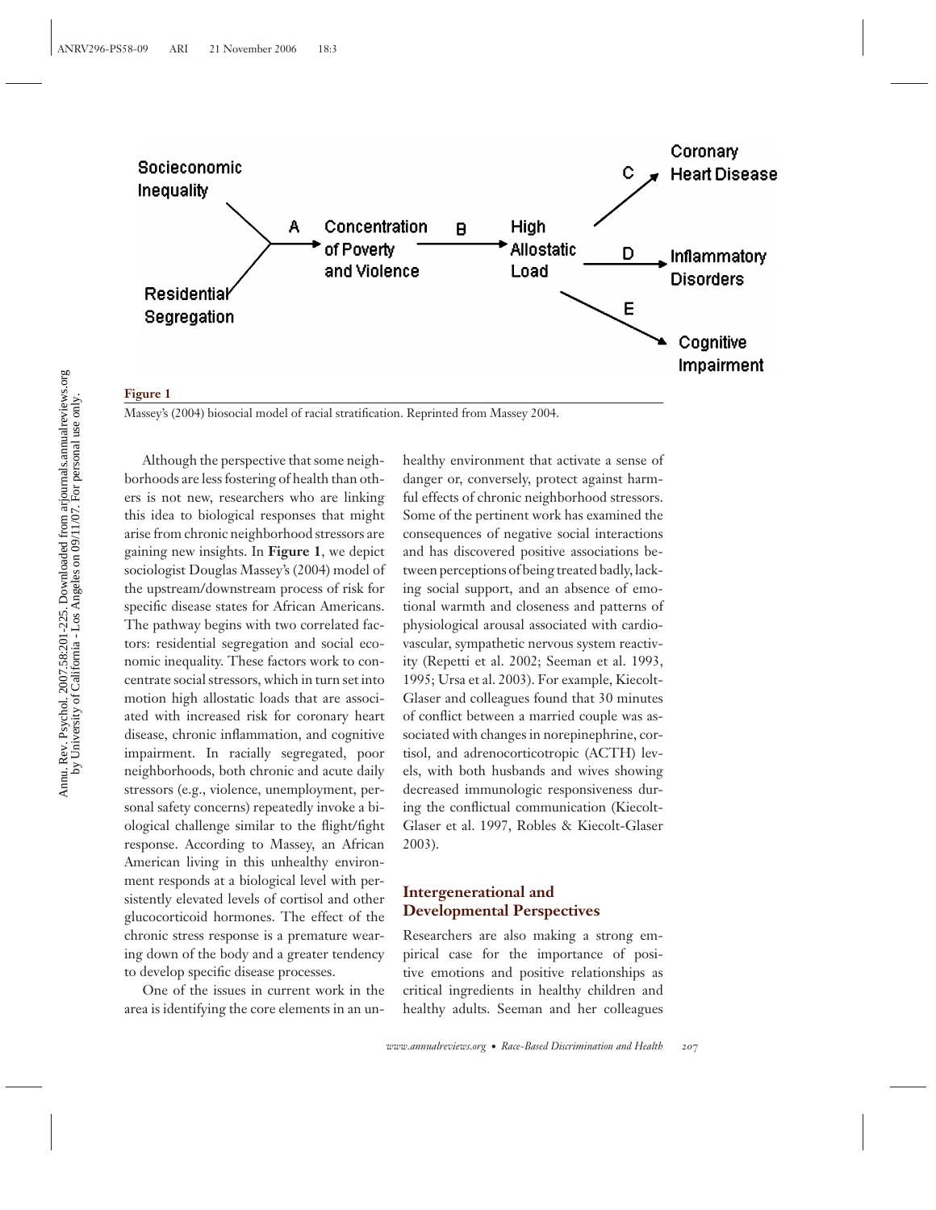Socieconomic Inequality

Residential Segregation

A

Concentration of Poverty and Violence

B

High Allostatic Load

C

Coronary Heart Disease

D

Inflammatory Disorders

E

Cognitive Impairment

**Figure 1**

Massey's (2004) biosocial model of racial stratification. Reprinted from Massey 2004.

Although the perspective that some neighborhoods are less fostering of health than others is not new, researchers who are linking this idea to biological responses that might arise from chronic neighborhood stressors are gaining new insights. In **Figure 1**, we depict sociologist Douglas Massey's (2004) model of the upstream/downstream process of risk for specific disease states for African Americans. The pathway begins with two correlated factors: residential segregation and social economic inequality. These factors work to concentrate social stressors, which in turn set into motion high allostatic loads that are associated with increased risk for coronary heart disease, chronic inflammation, and cognitive impairment. In racially segregated, poor neighborhoods, both chronic and acute daily stressors (e.g., violence, unemployment, personal safety concerns) repeatedly invoke a biological challenge similar to the flight/fight response. According to Massey, an African American living in this unhealthy environment responds at a biological level with persistently elevated levels of cortisol and other glucocorticoid hormones. The effect of the chronic stress response is a premature wearing down of the body and a greater tendency to develop specific disease processes.

One of the issues in current work in the area is identifying the core elements in an unhealthy environment that activate a sense of danger or, conversely, protect against harmful effects of chronic neighborhood stressors. Some of the pertinent work has examined the consequences of negative social interactions and has discovered positive associations between perceptions of being treated badly, lacking social support, and an absence of emotional warmth and closeness and patterns of physiological arousal associated with cardiovascular, sympathetic nervous system reactivity (Repetti et al. 2002; Seeman et al. 1993, 1995; Ursa et al. 2003). For example, Kiecolt-Glaser and colleagues found that 30 minutes of conflict between a married couple was associated with changes in norepinephrine, cortisol, and adrenocorticotropic (ACTH) levels, with both husbands and wives showing decreased immunologic responsiveness during the conflictual communication (Kiecolt-Glaser et al. 1997, Robles & Kiecolt-Glaser 2003).

## Intergenerational and Developmental Perspectives

Researchers are also making a strong empirical case for the importance of positive emotions and positive relationships as critical ingredients in healthy children and healthy adults. Seeman and her colleagues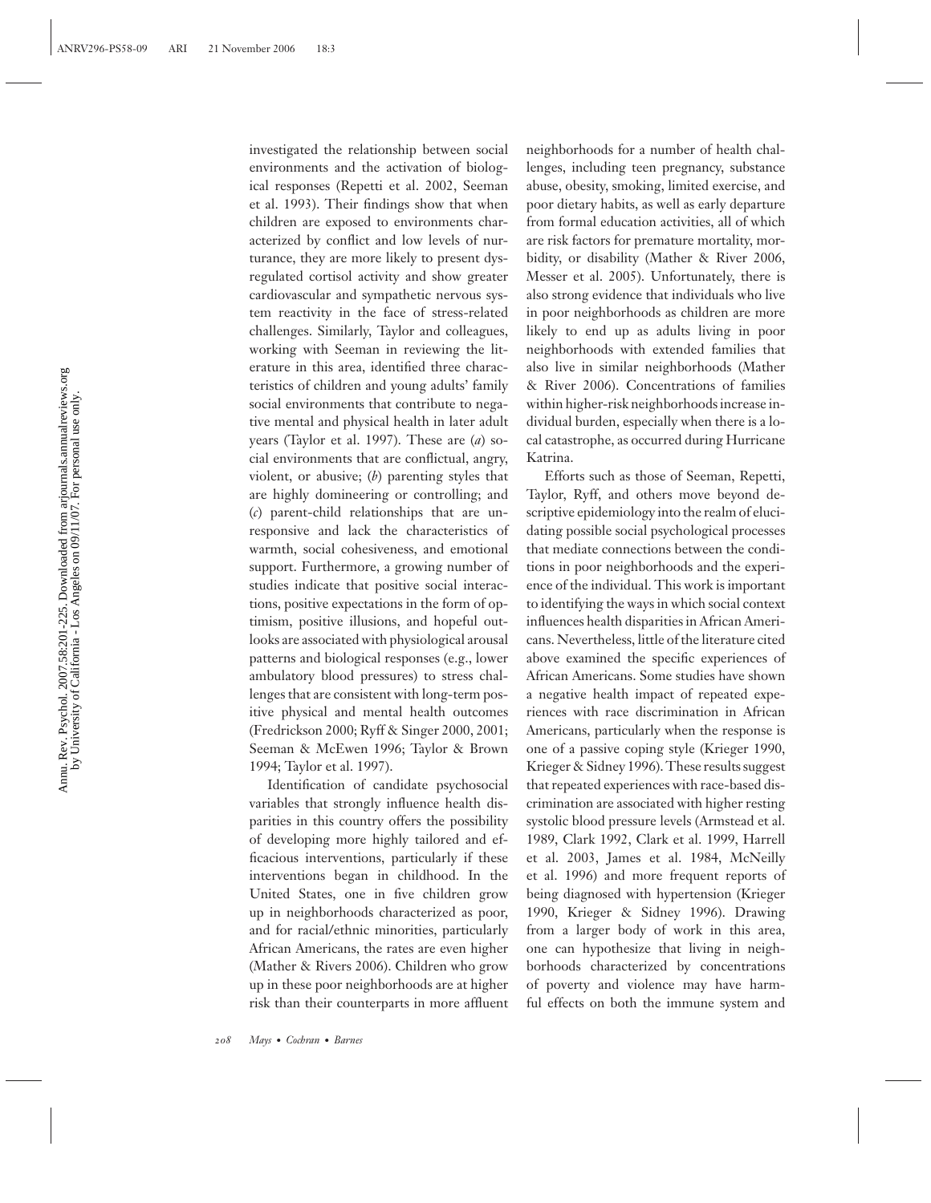investigated the relationship between social environments and the activation of biological responses (Repetti et al. 2002, Seeman et al. 1993). Their findings show that when children are exposed to environments characterized by conflict and low levels of nurturance, they are more likely to present dysregulated cortisol activity and show greater cardiovascular and sympathetic nervous system reactivity in the face of stress-related challenges. Similarly, Taylor and colleagues, working with Seeman in reviewing the literature in this area, identified three characteristics of children and young adults' family social environments that contribute to negative mental and physical health in later adult years (Taylor et al. 1997). These are (*a*) social environments that are conflictual, angry, violent, or abusive; (*b*) parenting styles that are highly domineering or controlling; and (*c*) parent-child relationships that are unresponsive and lack the characteristics of warmth, social cohesiveness, and emotional support. Furthermore, a growing number of studies indicate that positive social interactions, positive expectations in the form of optimism, positive illusions, and hopeful outlooks are associated with physiological arousal patterns and biological responses (e.g., lower ambulatory blood pressures) to stress challenges that are consistent with long-term positive physical and mental health outcomes (Fredrickson 2000; Ryff & Singer 2000, 2001; Seeman & McEwen 1996; Taylor & Brown 1994; Taylor et al. 1997).

Identification of candidate psychosocial variables that strongly influence health disparities in this country offers the possibility of developing more highly tailored and efficacious interventions, particularly if these interventions began in childhood. In the United States, one in five children grow up in neighborhoods characterized as poor, and for racial/ethnic minorities, particularly African Americans, the rates are even higher (Mather & Rivers 2006). Children who grow up in these poor neighborhoods are at higher risk than their counterparts in more affluent neighborhoods for a number of health challenges, including teen pregnancy, substance abuse, obesity, smoking, limited exercise, and poor dietary habits, as well as early departure from formal education activities, all of which are risk factors for premature mortality, morbidity, or disability (Mather & River 2006, Messer et al. 2005). Unfortunately, there is also strong evidence that individuals who live in poor neighborhoods as children are more likely to end up as adults living in poor neighborhoods with extended families that also live in similar neighborhoods (Mather & River 2006). Concentrations of families within higher-risk neighborhoods increase individual burden, especially when there is a local catastrophe, as occurred during Hurricane Katrina.

Efforts such as those of Seeman, Repetti, Taylor, Ryff, and others move beyond descriptive epidemiology into the realm of elucidating possible social psychological processes that mediate connections between the conditions in poor neighborhoods and the experience of the individual. This work is important to identifying the ways in which social context influences health disparities in African Americans. Nevertheless, little of the literature cited above examined the specific experiences of African Americans. Some studies have shown a negative health impact of repeated experiences with race discrimination in African Americans, particularly when the response is one of a passive coping style (Krieger 1990, Krieger & Sidney 1996). These results suggest that repeated experiences with race-based discrimination are associated with higher resting systolic blood pressure levels (Armstead et al. 1989, Clark 1992, Clark et al. 1999, Harrell et al. 2003, James et al. 1984, McNeilly et al. 1996) and more frequent reports of being diagnosed with hypertension (Krieger 1990, Krieger & Sidney 1996). Drawing from a larger body of work in this area, one can hypothesize that living in neighborhoods characterized by concentrations of poverty and violence may have harmful effects on both the immune system and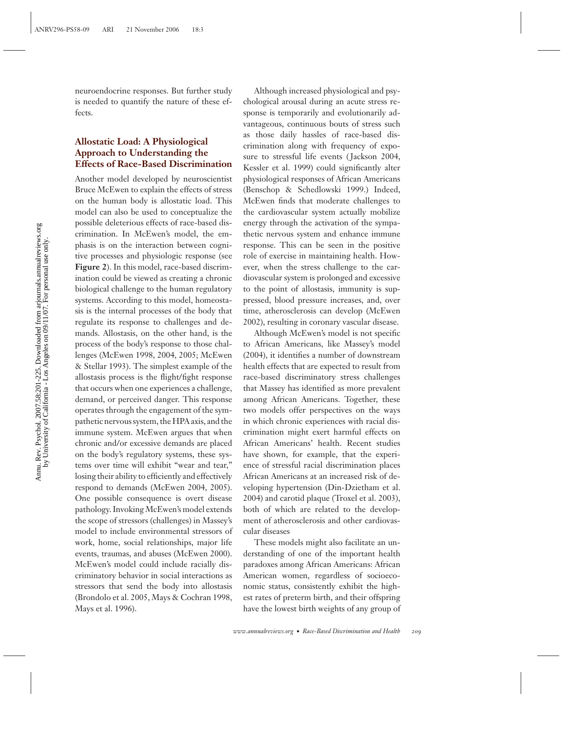neuroendocrine responses. But further study is needed to quantify the nature of these effects.

## Allostatic Load: A Physiological Approach to Understanding the Effects of Race-Based Discrimination

Another model developed by neuroscientist Bruce McEwen to explain the effects of stress on the human body is allostatic load. This model can also be used to conceptualize the possible deleterious effects of race-based discrimination. In McEwen's model, the emphasis is on the interaction between cognitive processes and physiologic response (see **Figure 2**). In this model, race-based discrimination could be viewed as creating a chronic biological challenge to the human regulatory systems. According to this model, homeostasis is the internal processes of the body that regulate its response to challenges and demands. Allostasis, on the other hand, is the process of the body's response to those challenges (McEwen 1998, 2004, 2005; McEwen & Stellar 1993). The simplest example of the allostasis process is the flight/fight response that occurs when one experiences a challenge, demand, or perceived danger. This response operates through the engagement of the sympathetic nervous system, the HPA axis, and the immune system. McEwen argues that when chronic and/or excessive demands are placed on the body's regulatory systems, these systems over time will exhibit "wear and tear," losing their ability to efficiently and effectively respond to demands (McEwen 2004, 2005). One possible consequence is overt disease pathology. Invoking McEwen's model extends the scope of stressors (challenges) in Massey's model to include environmental stressors of work, home, social relationships, major life events, traumas, and abuses (McEwen 2000). McEwen's model could include racially discriminatory behavior in social interactions as stressors that send the body into allostasis (Brondolo et al. 2005, Mays & Cochran 1998, Mays et al. 1996).

Although increased physiological and psychological arousal during an acute stress response is temporarily and evolutionarily advantageous, continuous bouts of stress such as those daily hassles of race-based discrimination along with frequency of exposure to stressful life events (Jackson 2004, Kessler et al. 1999) could significantly alter physiological responses of African Americans (Benschop & Schedlowski 1999.) Indeed, McEwen finds that moderate challenges to the cardiovascular system actually mobilize energy through the activation of the sympathetic nervous system and enhance immune response. This can be seen in the positive role of exercise in maintaining health. However, when the stress challenge to the cardiovascular system is prolonged and excessive to the point of allostasis, immunity is suppressed, blood pressure increases, and, over time, atherosclerosis can develop (McEwen 2002), resulting in coronary vascular disease.

Although McEwen's model is not specific to African Americans, like Massey's model (2004), it identifies a number of downstream health effects that are expected to result from race-based discriminatory stress challenges that Massey has identified as more prevalent among African Americans. Together, these two models offer perspectives on the ways in which chronic experiences with racial discrimination might exert harmful effects on African Americans' health. Recent studies have shown, for example, that the experience of stressful racial discrimination places African Americans at an increased risk of developing hypertension (Din-Dzietham et al. 2004) and carotid plaque (Troxel et al. 2003), both of which are related to the development of atherosclerosis and other cardiovascular diseases

These models might also facilitate an understanding of one of the important health paradoxes among African Americans: African American women, regardless of socioeconomic status, consistently exhibit the highest rates of preterm birth, and their offspring have the lowest birth weights of any group of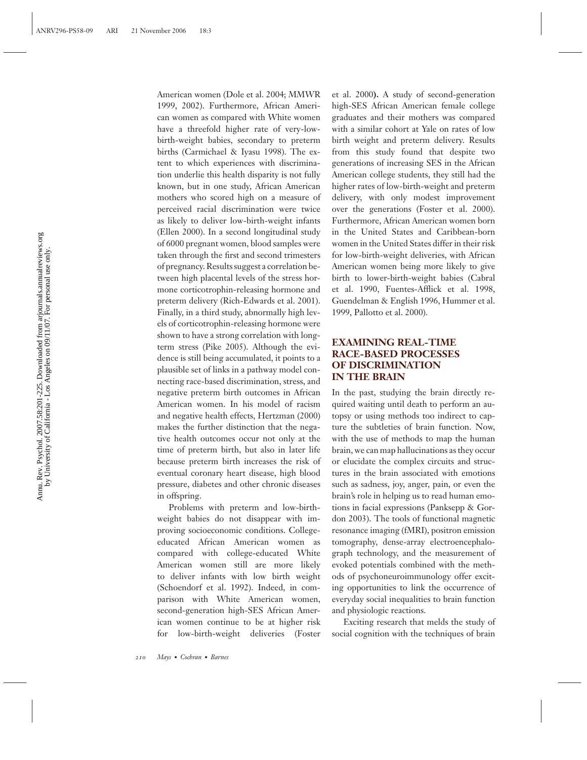American women (Dole et al. 2004; MMWR 1999, 2002). Furthermore, African American women as compared with White women have a threefold higher rate of very-low-birth-weight babies, secondary to preterm births (Carmichael & Iyasu 1998). The extent to which experiences with discrimination underlie this health disparity is not fully known, but in one study, African American mothers who scored high on a measure of perceived racial discrimination were twice as likely to deliver low-birth-weight infants (Ellen 2000). In a second longitudinal study of 6000 pregnant women, blood samples were taken through the first and second trimesters of pregnancy. Results suggest a correlation between high placental levels of the stress hormone corticotrophin-releasing hormone and preterm delivery (Rich-Edwards et al. 2001). Finally, in a third study, abnormally high levels of corticotrophin-releasing hormone were shown to have a strong correlation with long-term stress (Pike 2005). Although the evidence is still being accumulated, it points to a plausible set of links in a pathway model connecting race-based discrimination, stress, and negative preterm birth outcomes in African American women. In his model of racism and negative health effects, Hertzman (2000) makes the further distinction that the negative health outcomes occur not only at the time of preterm birth, but also in later life because preterm birth increases the risk of eventual coronary heart disease, high blood pressure, diabetes and other chronic diseases in offspring.

Problems with preterm and low-birth-weight babies do not disappear with improving socioeconomic conditions. College-educated African American women as compared with college-educated White American women still are more likely to deliver infants with low birth weight (Schoendorf et al. 1992). Indeed, in comparison with White American women, second-generation high-SES African American women continue to be at higher risk for low-birth-weight deliveries (Foster et al. 2000). A study of second-generation high-SES African American female college graduates and their mothers was compared with a similar cohort at Yale on rates of low birth weight and preterm delivery. Results from this study found that despite two generations of increasing SES in the African American college students, they still had the higher rates of low-birth-weight and preterm delivery, with only modest improvement over the generations (Foster et al. 2000). Furthermore, African American women born in the United States and Caribbean-born women in the United States differ in their risk for low-birth-weight deliveries, with African American women being more likely to give birth to lower-birth-weight babies (Cabral et al. 1990, Fuentes-Afflick et al. 1998, Guendelman & English 1996, Hummer et al. 1999, Pallotto et al. 2000).

## EXAMINING REAL-TIME RACE-BASED PROCESSES OF DISCRIMINATION IN THE BRAIN

In the past, studying the brain directly required waiting until death to perform an autopsy or using methods too indirect to capture the subtleties of brain function. Now, with the use of methods to map the human brain, we can map hallucinations as they occur or elucidate the complex circuits and structures in the brain associated with emotions such as sadness, joy, anger, pain, or even the brain's role in helping us to read human emotions in facial expressions (Panksepp & Gordon 2003). The tools of functional magnetic resonance imaging (fMRI), positron emission tomography, dense-array electroencephalograph technology, and the measurement of evoked potentials combined with the methods of psychoneuroimmunology offer exciting opportunities to link the occurrence of everyday social inequalities to brain function and physiologic reactions.

Exciting research that melds the study of social cognition with the techniques of brain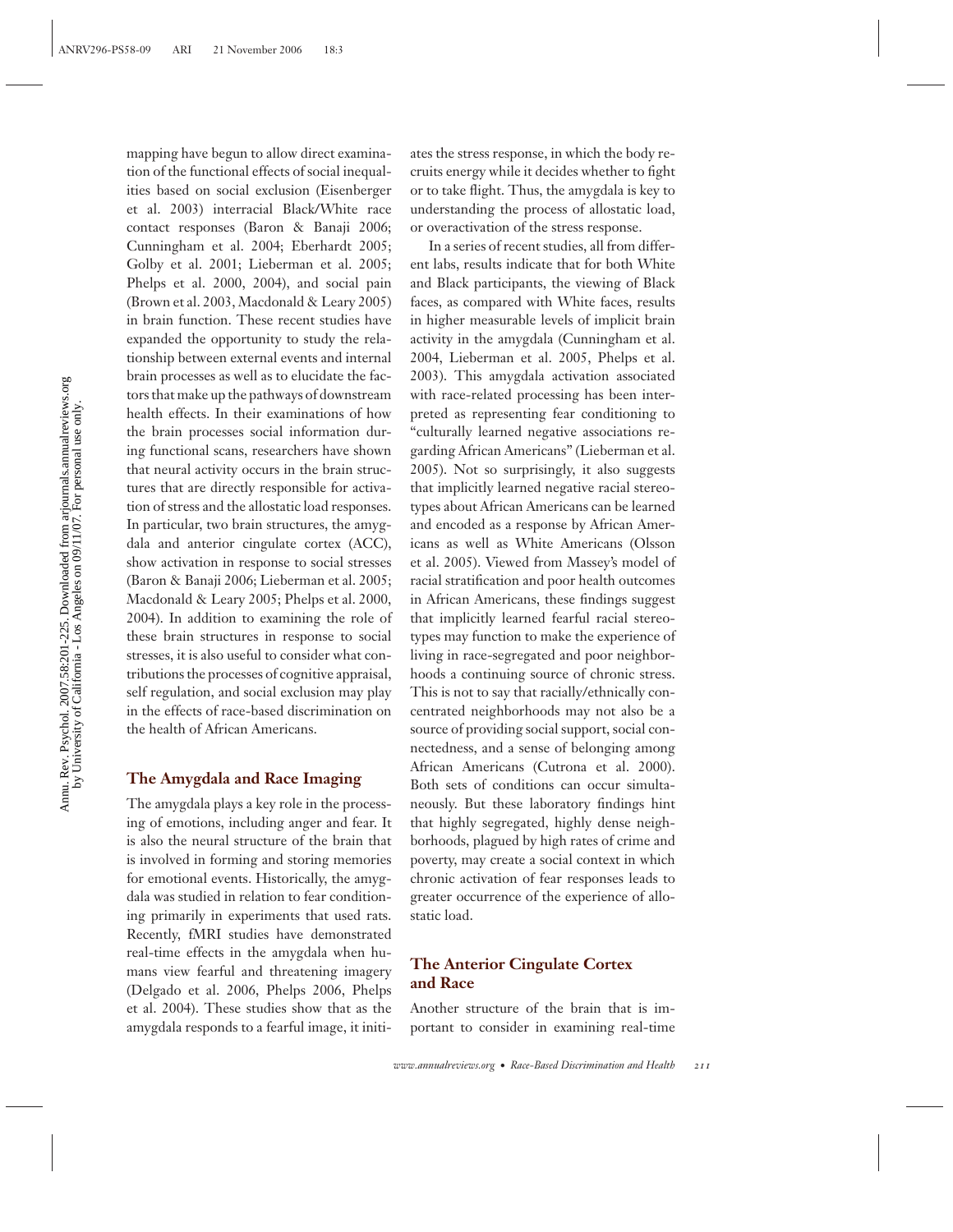mapping have begun to allow direct examination of the functional effects of social inequalities based on social exclusion (Eisenberger et al. 2003) interracial Black/White race contact responses (Baron & Banaji 2006; Cunningham et al. 2004; Eberhardt 2005; Golby et al. 2001; Lieberman et al. 2005; Phelps et al. 2000, 2004), and social pain (Brown et al. 2003, Macdonald & Leary 2005) in brain function. These recent studies have expanded the opportunity to study the relationship between external events and internal brain processes as well as to elucidate the factors that make up the pathways of downstream health effects. In their examinations of how the brain processes social information during functional scans, researchers have shown that neural activity occurs in the brain structures that are directly responsible for activation of stress and the allostatic load responses. In particular, two brain structures, the amygdala and anterior cingulate cortex (ACC), show activation in response to social stresses (Baron & Banaji 2006; Lieberman et al. 2005; Macdonald & Leary 2005; Phelps et al. 2000, 2004). In addition to examining the role of these brain structures in response to social stresses, it is also useful to consider what contributions the processes of cognitive appraisal, self regulation, and social exclusion may play in the effects of race-based discrimination on the health of African Americans.

### The Amygdala and Race Imaging

The amygdala plays a key role in the processing of emotions, including anger and fear. It is also the neural structure of the brain that is involved in forming and storing memories for emotional events. Historically, the amygdala was studied in relation to fear conditioning primarily in experiments that used rats. Recently, fMRI studies have demonstrated real-time effects in the amygdala when humans view fearful and threatening imagery (Delgado et al. 2006, Phelps 2006, Phelps et al. 2004). These studies show that as the amygdala responds to a fearful image, it initiates the stress response, in which the body recruits energy while it decides whether to fight or to take flight. Thus, the amygdala is key to understanding the process of allostatic load, or overactivation of the stress response.

In a series of recent studies, all from different labs, results indicate that for both White and Black participants, the viewing of Black faces, as compared with White faces, results in higher measurable levels of implicit brain activity in the amygdala (Cunningham et al. 2004, Lieberman et al. 2005, Phelps et al. 2003). This amygdala activation associated with race-related processing has been interpreted as representing fear conditioning to "culturally learned negative associations regarding African Americans" (Lieberman et al. 2005). Not so surprisingly, it also suggests that implicitly learned negative racial stereotypes about African Americans can be learned and encoded as a response by African Americans as well as White Americans (Olsson et al. 2005). Viewed from Massey's model of racial stratification and poor health outcomes in African Americans, these findings suggest that implicitly learned fearful racial stereotypes may function to make the experience of living in race-segregated and poor neighborhoods a continuing source of chronic stress. This is not to say that racially/ethnically concentrated neighborhoods may not also be a source of providing social support, social connectedness, and a sense of belonging among African Americans (Cutrona et al. 2000). Both sets of conditions can occur simultaneously. But these laboratory findings hint that highly segregated, highly dense neighborhoods, plagued by high rates of crime and poverty, may create a social context in which chronic activation of fear responses leads to greater occurrence of the experience of allostatic load.

### The Anterior Cingulate Cortex and Race

Another structure of the brain that is important to consider in examining real-time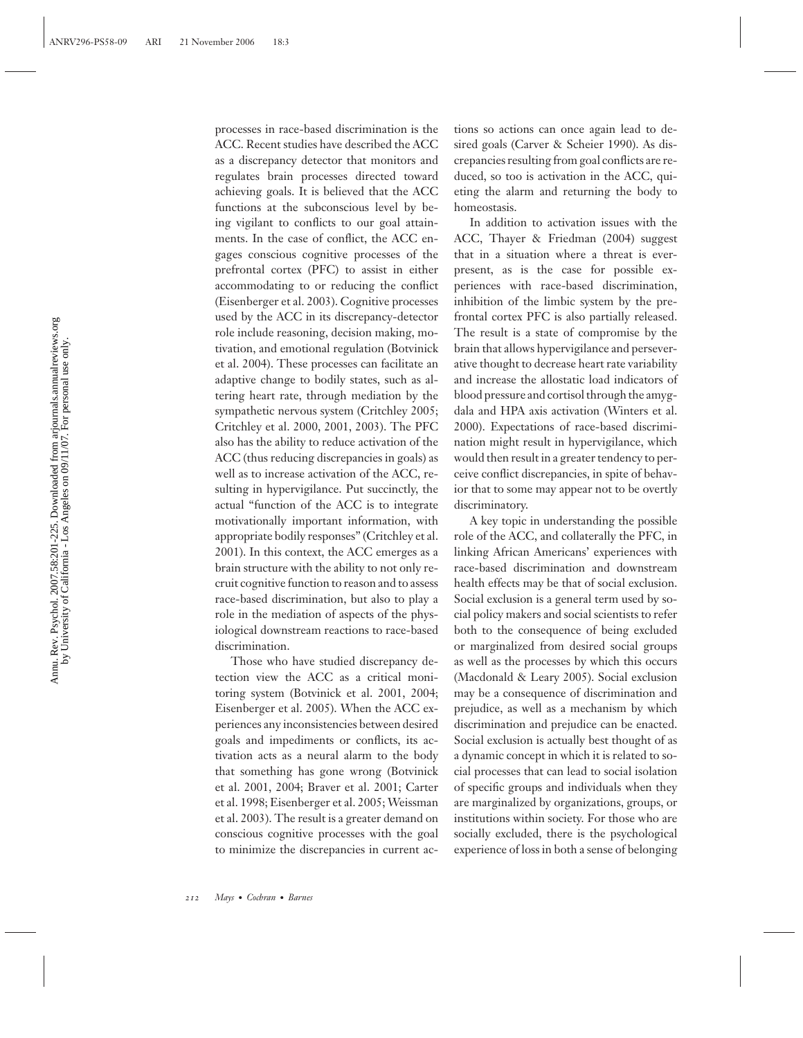processes in race-based discrimination is the ACC. Recent studies have described the ACC as a discrepancy detector that monitors and regulates brain processes directed toward achieving goals. It is believed that the ACC functions at the subconscious level by being vigilant to conflicts to our goal attainments. In the case of conflict, the ACC engages conscious cognitive processes of the prefrontal cortex (PFC) to assist in either accommodating to or reducing the conflict (Eisenberger et al. 2003). Cognitive processes used by the ACC in its discrepancy-detector role include reasoning, decision making, motivation, and emotional regulation (Botvinick et al. 2004). These processes can facilitate an adaptive change to bodily states, such as altering heart rate, through mediation by the sympathetic nervous system (Critchley 2005; Critchley et al. 2000, 2001, 2003). The PFC also has the ability to reduce activation of the ACC (thus reducing discrepancies in goals) as well as to increase activation of the ACC, resulting in hypervigilance. Put succinctly, the actual "function of the ACC is to integrate motivationally important information, with appropriate bodily responses" (Critchley et al. 2001). In this context, the ACC emerges as a brain structure with the ability to not only recruit cognitive function to reason and to assess race-based discrimination, but also to play a role in the mediation of aspects of the physiological downstream reactions to race-based discrimination.

Those who have studied discrepancy detection view the ACC as a critical monitoring system (Botvinick et al. 2001, 2004; Eisenberger et al. 2005). When the ACC experiences any inconsistencies between desired goals and impediments or conflicts, its activation acts as a neural alarm to the body that something has gone wrong (Botvinick et al. 2001, 2004; Braver et al. 2001; Carter et al. 1998; Eisenberger et al. 2005; Weissman et al. 2003). The result is a greater demand on conscious cognitive processes with the goal to minimize the discrepancies in current actions so actions can once again lead to desired goals (Carver & Scheier 1990). As discrepancies resulting from goal conflicts are reduced, so too is activation in the ACC, quieting the alarm and returning the body to homeostasis.

In addition to activation issues with the ACC, Thayer & Friedman (2004) suggest that in a situation where a threat is ever-present, as is the case for possible experiences with race-based discrimination, inhibition of the limbic system by the prefrontal cortex PFC is also partially released. The result is a state of compromise by the brain that allows hypervigilance and perseverative thought to decrease heart rate variability and increase the allostatic load indicators of blood pressure and cortisol through the amygdala and HPA axis activation (Winters et al. 2000). Expectations of race-based discrimination might result in hypervigilance, which would then result in a greater tendency to perceive conflict discrepancies, in spite of behavior that to some may appear not to be overtly discriminatory.

A key topic in understanding the possible role of the ACC, and collaterally the PFC, in linking African Americans' experiences with race-based discrimination and downstream health effects may be that of social exclusion. Social exclusion is a general term used by social policy makers and social scientists to refer both to the consequence of being excluded or marginalized from desired social groups as well as the processes by which this occurs (Macdonald & Leary 2005). Social exclusion may be a consequence of discrimination and prejudice, as well as a mechanism by which discrimination and prejudice can be enacted. Social exclusion is actually best thought of as a dynamic concept in which it is related to social processes that can lead to social isolation of specific groups and individuals when they are marginalized by organizations, groups, or institutions within society. For those who are socially excluded, there is the psychological experience of loss in both a sense of belonging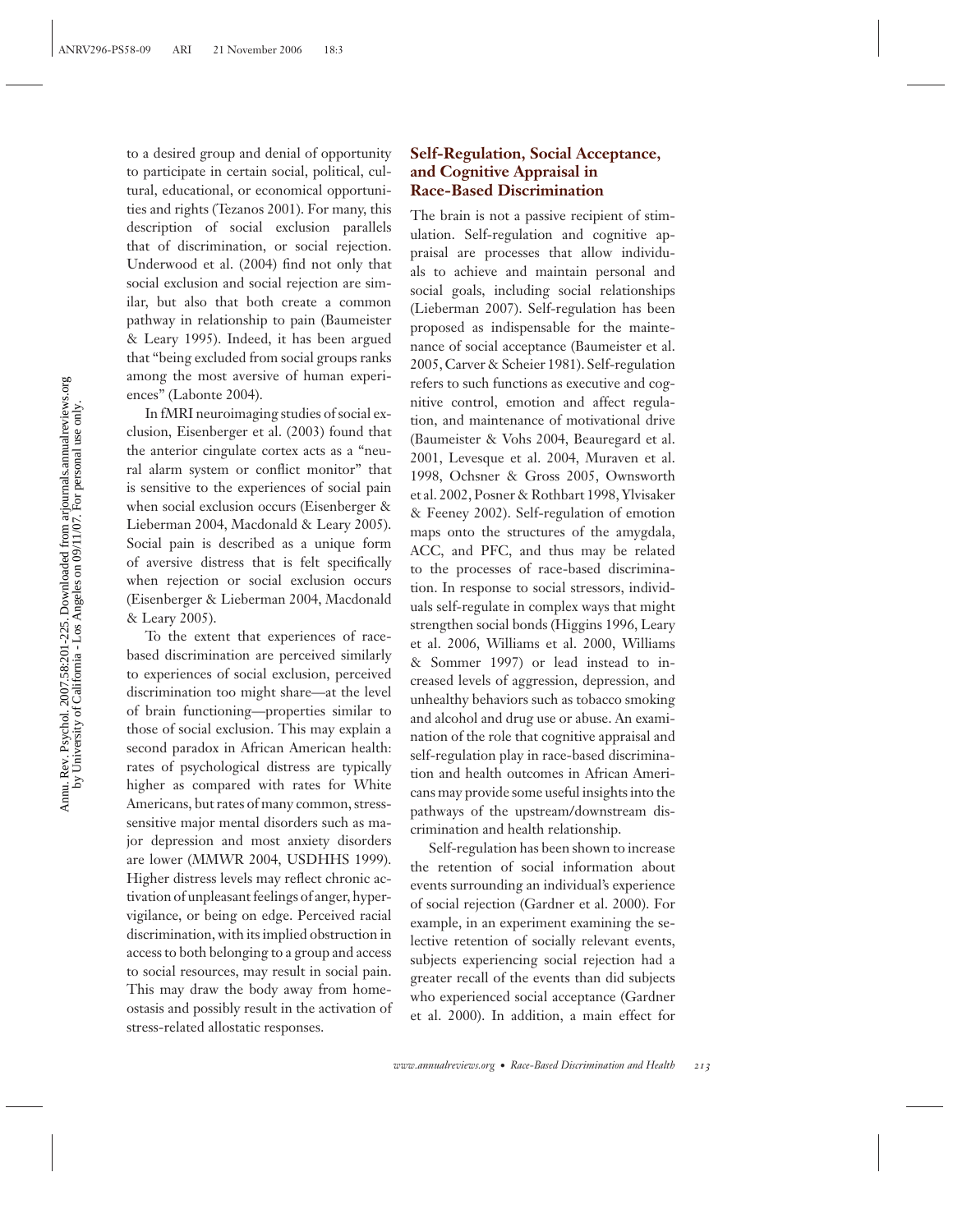to a desired group and denial of opportunity to participate in certain social, political, cultural, educational, or economical opportunities and rights (Tezanos 2001). For many, this description of social exclusion parallels that of discrimination, or social rejection. Underwood et al. (2004) find not only that social exclusion and social rejection are similar, but also that both create a common pathway in relationship to pain (Baumeister & Leary 1995). Indeed, it has been argued that "being excluded from social groups ranks among the most aversive of human experiences" (Labonte 2004).

In fMRI neuroimaging studies of social exclusion, Eisenberger et al. (2003) found that the anterior cingulate cortex acts as a "neural alarm system or conflict monitor" that is sensitive to the experiences of social pain when social exclusion occurs (Eisenberger & Lieberman 2004, Macdonald & Leary 2005). Social pain is described as a unique form of aversive distress that is felt specifically when rejection or social exclusion occurs (Eisenberger & Lieberman 2004, Macdonald & Leary 2005).

To the extent that experiences of race-based discrimination are perceived similarly to experiences of social exclusion, perceived discrimination too might share—at the level of brain functioning—properties similar to those of social exclusion. This may explain a second paradox in African American health: rates of psychological distress are typically higher as compared with rates for White Americans, but rates of many common, stress-sensitive major mental disorders such as major depression and most anxiety disorders are lower (MMWR 2004, USDHHS 1999). Higher distress levels may reflect chronic activation of unpleasant feelings of anger, hypervigilance, or being on edge. Perceived racial discrimination, with its implied obstruction in access to both belonging to a group and access to social resources, may result in social pain. This may draw the body away from homeostasis and possibly result in the activation of stress-related allostatic responses.

### Self-Regulation, Social Acceptance, and Cognitive Appraisal in Race-Based Discrimination

The brain is not a passive recipient of stimulation. Self-regulation and cognitive appraisal are processes that allow individuals to achieve and maintain personal and social goals, including social relationships (Lieberman 2007). Self-regulation has been proposed as indispensable for the maintenance of social acceptance (Baumeister et al. 2005, Carver & Scheier 1981). Self-regulation refers to such functions as executive and cognitive control, emotion and affect regulation, and maintenance of motivational drive (Baumeister & Vohs 2004, Beauregard et al. 2001, Levesque et al. 2004, Muraven et al. 1998, Ochsner & Gross 2005, Ownsworth et al. 2002, Posner & Rothbart 1998, Ylvisaker & Feeney 2002). Self-regulation of emotion maps onto the structures of the amygdala, ACC, and PFC, and thus may be related to the processes of race-based discrimination. In response to social stressors, individuals self-regulate in complex ways that might strengthen social bonds (Higgins 1996, Leary et al. 2006, Williams et al. 2000, Williams & Sommer 1997) or lead instead to increased levels of aggression, depression, and unhealthy behaviors such as tobacco smoking and alcohol and drug use or abuse. An examination of the role that cognitive appraisal and self-regulation play in race-based discrimination and health outcomes in African Americans may provide some useful insights into the pathways of the upstream/downstream discrimination and health relationship.

Self-regulation has been shown to increase the retention of social information about events surrounding an individual's experience of social rejection (Gardner et al. 2000). For example, in an experiment examining the selective retention of socially relevant events, subjects experiencing social rejection had a greater recall of the events than did subjects who experienced social acceptance (Gardner et al. 2000). In addition, a main effect for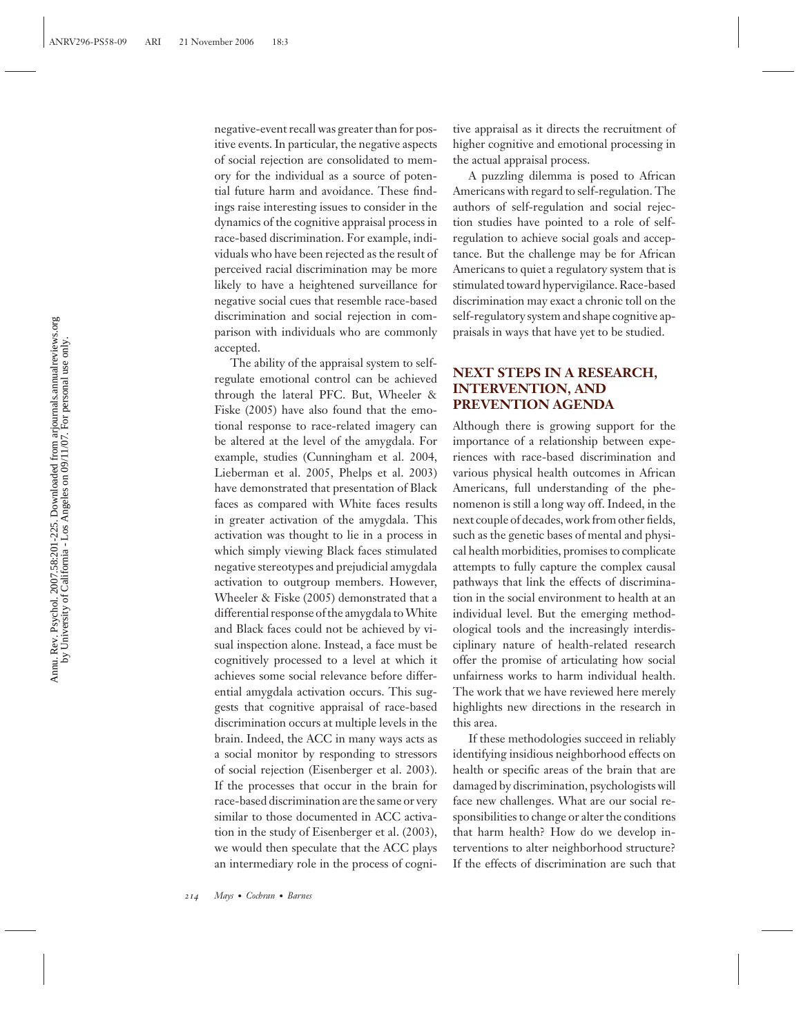negative-event recall was greater than for positive events. In particular, the negative aspects of social rejection are consolidated to memory for the individual as a source of potential future harm and avoidance. These findings raise interesting issues to consider in the dynamics of the cognitive appraisal process in race-based discrimination. For example, individuals who have been rejected as the result of perceived racial discrimination may be more likely to have a heightened surveillance for negative social cues that resemble race-based discrimination and social rejection in comparison with individuals who are commonly accepted.

The ability of the appraisal system to self-regulate emotional control can be achieved through the lateral PFC. But, Wheeler & Fiske (2005) have also found that the emotional response to race-related imagery can be altered at the level of the amygdala. For example, studies (Cunningham et al. 2004, Lieberman et al. 2005, Phelps et al. 2003) have demonstrated that presentation of Black faces as compared with White faces results in greater activation of the amygdala. This activation was thought to lie in a process in which simply viewing Black faces stimulated negative stereotypes and prejudicial amygdala activation to outgroup members. However, Wheeler & Fiske (2005) demonstrated that a differential response of the amygdala to White and Black faces could not be achieved by visual inspection alone. Instead, a face must be cognitively processed to a level at which it achieves some social relevance before differential amygdala activation occurs. This suggests that cognitive appraisal of race-based discrimination occurs at multiple levels in the brain. Indeed, the ACC in many ways acts as a social monitor by responding to stressors of social rejection (Eisenberger et al. 2003). If the processes that occur in the brain for race-based discrimination are the same or very similar to those documented in ACC activation in the study of Eisenberger et al. (2003), we would then speculate that the ACC plays an intermediary role in the process of cognitive appraisal as it directs the recruitment of higher cognitive and emotional processing in the actual appraisal process.

A puzzling dilemma is posed to African Americans with regard to self-regulation. The authors of self-regulation and social rejection studies have pointed to a role of self-regulation to achieve social goals and acceptance. But the challenge may be for African Americans to quiet a regulatory system that is stimulated toward hypervigilance. Race-based discrimination may exact a chronic toll on the self-regulatory system and shape cognitive appraisals in ways that have yet to be studied.

## NEXT STEPS IN A RESEARCH, INTERVENTION, AND PREVENTION AGENDA

Although there is growing support for the importance of a relationship between experiences with race-based discrimination and various physical health outcomes in African Americans, full understanding of the phenomenon is still a long way off. Indeed, in the next couple of decades, work from other fields, such as the genetic bases of mental and physical health morbidities, promises to complicate attempts to fully capture the complex causal pathways that link the effects of discrimination in the social environment to health at an individual level. But the emerging methodological tools and the increasingly interdisciplinary nature of health-related research offer the promise of articulating how social unfairness works to harm individual health. The work that we have reviewed here merely highlights new directions in the research in this area.

If these methodologies succeed in reliably identifying insidious neighborhood effects on health or specific areas of the brain that are damaged by discrimination, psychologists will face new challenges. What are our social responsibilities to change or alter the conditions that harm health? How do we develop interventions to alter neighborhood structure? If the effects of discrimination are such that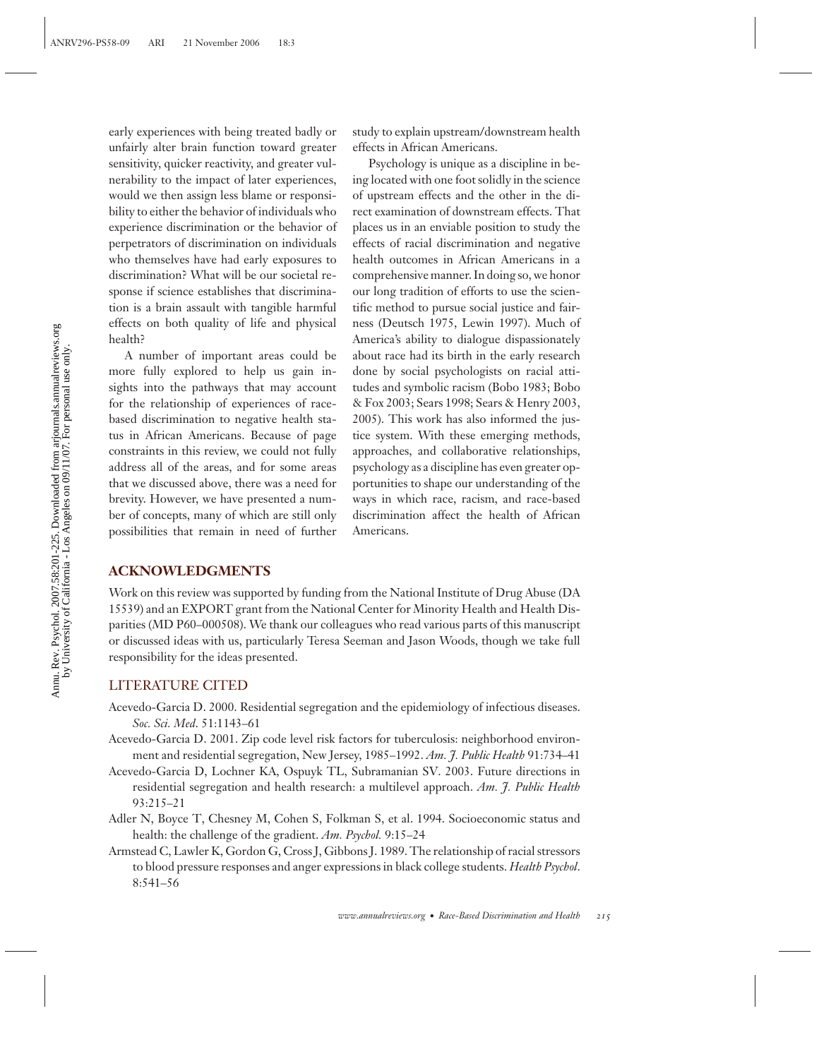early experiences with being treated badly or unfairly alter brain function toward greater sensitivity, quicker reactivity, and greater vulnerability to the impact of later experiences, would we then assign less blame or responsibility to either the behavior of individuals who experience discrimination or the behavior of perpetrators of discrimination on individuals who themselves have had early exposures to discrimination? What will be our societal response if science establishes that discrimination is a brain assault with tangible harmful effects on both quality of life and physical health?

A number of important areas could be more fully explored to help us gain insights into the pathways that may account for the relationship of experiences of race-based discrimination to negative health status in African Americans. Because of page constraints in this review, we could not fully address all of the areas, and for some areas that we discussed above, there was a need for brevity. However, we have presented a number of concepts, many of which are still only possibilities that remain in need of further study to explain upstream/downstream health effects in African Americans.

Psychology is unique as a discipline in being located with one foot solidly in the science of upstream effects and the other in the direct examination of downstream effects. That places us in an enviable position to study the effects of racial discrimination and negative health outcomes in African Americans in a comprehensive manner. In doing so, we honor our long tradition of efforts to use the scientific method to pursue social justice and fairness (Deutsch 1975, Lewin 1997). Much of America's ability to dialogue dispassionately about race had its birth in the early research done by social psychologists on racial attitudes and symbolic racism (Bobo 1983; Bobo & Fox 2003; Sears 1998; Sears & Henry 2003, 2005). This work has also informed the justice system. With these emerging methods, approaches, and collaborative relationships, psychology as a discipline has even greater opportunities to shape our understanding of the ways in which race, racism, and race-based discrimination affect the health of African Americans.

## ACKNOWLEDGMENTS

Work on this review was supported by funding from the National Institute of Drug Abuse (DA 15539) and an EXPORT grant from the National Center for Minority Health and Health Disparities (MD P60–000508). We thank our colleagues who read various parts of this manuscript or discussed ideas with us, particularly Teresa Seeman and Jason Woods, though we take full responsibility for the ideas presented.

## LITERATURE CITED

Acevedo-Garcia D. 2000. Residential segregation and the epidemiology of infectious diseases. *Soc. Sci. Med*. 51:1143–61

Acevedo-Garcia D. 2001. Zip code level risk factors for tuberculosis: neighborhood environment and residential segregation, New Jersey, 1985–1992. *Am. J. Public Health* 91:734–41

Acevedo-Garcia D, Lochner KA, Ospuyk TL, Subramanian SV. 2003. Future directions in residential segregation and health research: a multilevel approach. *Am. J. Public Health* 93:215–21

Adler N, Boyce T, Chesney M, Cohen S, Folkman S, et al. 1994. Socioeconomic status and health: the challenge of the gradient. *Am. Psychol.* 9:15–24

Armstead C, Lawler K, Gordon G, Cross J, Gibbons J. 1989. The relationship of racial stressors to blood pressure responses and anger expressions in black college students. *Health Psychol*. 8:541–56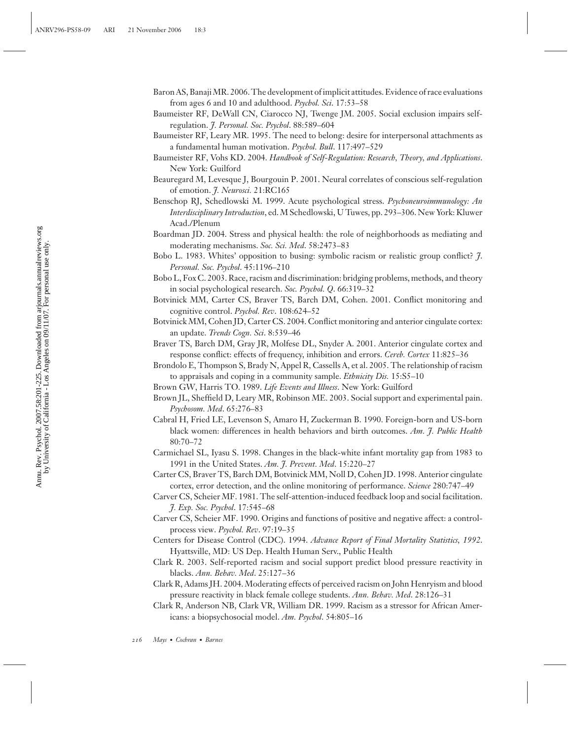Baron AS, Banaji MR. 2006. The development of implicit attitudes. Evidence of race evaluations from ages 6 and 10 and adulthood. *Psychol. Sci.* 17:53–58

Baumeister RF, DeWall CN, Ciarocco NJ, Twenge JM. 2005. Social exclusion impairs self-regulation. *J. Personal. Soc. Psychol.* 88:589–604

Baumeister RF, Leary MR. 1995. The need to belong: desire for interpersonal attachments as a fundamental human motivation. *Psychol. Bull.* 117:497–529

Baumeister RF, Vohs KD. 2004. *Handbook of Self-Regulation: Research, Theory, and Applications*. New York: Guilford

Beauregard M, Levesque J, Bourgouin P. 2001. Neural correlates of conscious self-regulation of emotion. *J. Neurosci.* 21:RC165

Benschop RJ, Schedlowski M. 1999. Acute psychological stress. *Psychoneuroimmunology: An Interdisciplinary Introduction*, ed. M Schedlowski, U Tuwes, pp. 293–306. New York: Kluwer Acad./Plenum

Boardman JD. 2004. Stress and physical health: the role of neighborhoods as mediating and moderating mechanisms. *Soc. Sci. Med.* 58:2473–83

Bobo L. 1983. Whites' opposition to busing: symbolic racism or realistic group conflict? *J. Personal. Soc. Psychol.* 45:1196–210

Bobo L, Fox C. 2003. Race, racism and discrimination: bridging problems, methods, and theory in social psychological research. *Soc. Psychol. Q.* 66:319–32

Botvinick MM, Carter CS, Braver TS, Barch DM, Cohen. 2001. Conflict monitoring and cognitive control. *Psychol. Rev.* 108:624–52

Botvinick MM, Cohen JD, Carter CS. 2004. Conflict monitoring and anterior cingulate cortex: an update. *Trends Cogn. Sci.* 8:539–46

Braver TS, Barch DM, Gray JR, Molfese DL, Snyder A. 2001. Anterior cingulate cortex and response conflict: effects of frequency, inhibition and errors. *Cereb. Cortex* 11:825–36

Brondolo E, Thompson S, Brady N, Appel R, Cassells A, et al. 2005. The relationship of racism to appraisals and coping in a community sample. *Ethnicity Dis.* 15:S5–10

Brown GW, Harris TO. 1989. *Life Events and Illness*. New York: Guilford

Brown JL, Sheffield D, Leary MR, Robinson ME. 2003. Social support and experimental pain. *Psychosom. Med.* 65:276–83

Cabral H, Fried LE, Levenson S, Amaro H, Zuckerman B. 1990. Foreign-born and US-born black women: differences in health behaviors and birth outcomes. *Am. J. Public Health* 80:70–72

Carmichael SL, Iyasu S. 1998. Changes in the black-white infant mortality gap from 1983 to 1991 in the United States. *Am. J. Prevent. Med.* 15:220–27

Carter CS, Braver TS, Barch DM, Botvinick MM, Noll D, Cohen JD. 1998. Anterior cingulate cortex, error detection, and the online monitoring of performance. *Science* 280:747–49

Carver CS, Scheier MF. 1981. The self-attention-induced feedback loop and social facilitation. *J. Exp. Soc. Psychol.* 17:545–68

Carver CS, Scheier MF. 1990. Origins and functions of positive and negative affect: a control-process view. *Psychol. Rev.* 97:19–35

Centers for Disease Control (CDC). 1994. *Advance Report of Final Mortality Statistics, 1992*. Hyattsville, MD: US Dep. Health Human Serv., Public Health

Clark R. 2003. Self-reported racism and social support predict blood pressure reactivity in blacks. *Ann. Behav. Med.* 25:127–36

Clark R, Adams JH. 2004. Moderating effects of perceived racism on John Henryism and blood pressure reactivity in black female college students. *Ann. Behav. Med.* 28:126–31

Clark R, Anderson NB, Clark VR, William DR. 1999. Racism as a stressor for African Americans: a biopsychosocial model. *Am. Psychol.* 54:805–16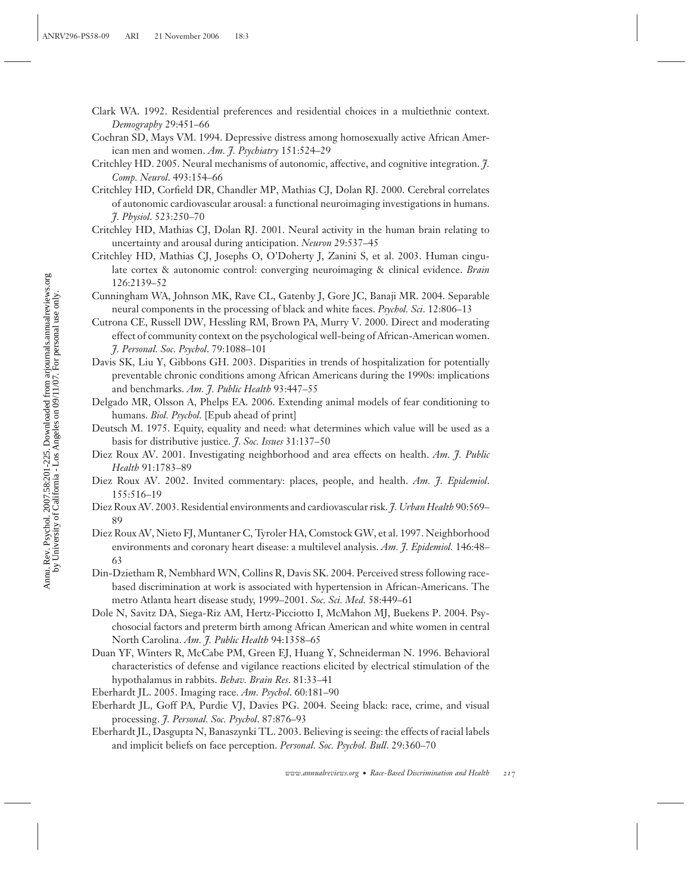Clark WA. 1992. Residential preferences and residential choices in a multiethnic context. *Demography* 29:451–66

Cochran SD, Mays VM. 1994. Depressive distress among homosexually active African American men and women. *Am. J. Psychiatry* 151:524–29

Critchley HD. 2005. Neural mechanisms of autonomic, affective, and cognitive integration. *J. Comp. Neurol*. 493:154–66

Critchley HD, Corfield DR, Chandler MP, Mathias CJ, Dolan RJ. 2000. Cerebral correlates of autonomic cardiovascular arousal: a functional neuroimaging investigations in humans. *J. Physiol*. 523:250–70

Critchley HD, Mathias CJ, Dolan RJ. 2001. Neural activity in the human brain relating to uncertainty and arousal during anticipation. *Neuron* 29:537–45

Critchley HD, Mathias CJ, Josephs O, O'Doherty J, Zanini S, et al. 2003. Human cingulate cortex & autonomic control: converging neuroimaging & clinical evidence. *Brain* 126:2139–52

Cunningham WA, Johnson MK, Rave CL, Gatenby J, Gore JC, Banaji MR. 2004. Separable neural components in the processing of black and white faces. *Psychol. Sci*. 12:806–13

Cutrona CE, Russell DW, Hessling RM, Brown PA, Murry V. 2000. Direct and moderating effect of community context on the psychological well-being of African-American women. *J. Personal. Soc. Psychol*. 79:1088–101

Davis SK, Liu Y, Gibbons GH. 2003. Disparities in trends of hospitalization for potentially preventable chronic conditions among African Americans during the 1990s: implications and benchmarks. *Am. J. Public Health* 93:447–55

Delgado MR, Olsson A, Phelps EA. 2006. Extending animal models of fear conditioning to humans. *Biol. Psychol.* [Epub ahead of print]

Deutsch M. 1975. Equity, equality and need: what determines which value will be used as a basis for distributive justice. *J. Soc. Issues* 31:137–50

Diez Roux AV. 2001. Investigating neighborhood and area effects on health. *Am. J. Public Health* 91:1783–89

Diez Roux AV. 2002. Invited commentary: places, people, and health. *Am. J. Epidemiol*. 155:516–19

Diez Roux AV. 2003. Residential environments and cardiovascular risk. *J. Urban Health* 90:569–89

Diez Roux AV, Nieto FJ, Muntaner C, Tyroler HA, Comstock GW, et al. 1997. Neighborhood environments and coronary heart disease: a multilevel analysis. *Am. J. Epidemiol.* 146:48–63

Din-Dzietham R, Nembhard WN, Collins R, Davis SK. 2004. Perceived stress following race-based discrimination at work is associated with hypertension in African-Americans. The metro Atlanta heart disease study, 1999–2001. *Soc. Sci. Med.* 58:449–61

Dole N, Savitz DA, Siega-Riz AM, Hertz-Picciotto I, McMahon MJ, Buekens P. 2004. Psychosocial factors and preterm birth among African American and white women in central North Carolina. *Am. J. Public Health* 94:1358–65

Duan YF, Winters R, McCabe PM, Green EJ, Huang Y, Schneiderman N. 1996. Behavioral characteristics of defense and vigilance reactions elicited by electrical stimulation of the hypothalamus in rabbits. *Behav. Brain Res*. 81:33–41

Eberhardt JL. 2005. Imaging race. *Am. Psychol*. 60:181–90

Eberhardt JL, Goff PA, Purdie VJ, Davies PG. 2004. Seeing black: race, crime, and visual processing. *J. Personal. Soc. Psychol*. 87:876–93

Eberhardt JL, Dasgupta N, Banaszynki TL. 2003. Believing is seeing: the effects of racial labels and implicit beliefs on face perception. *Personal. Soc. Psychol. Bull*. 29:360–70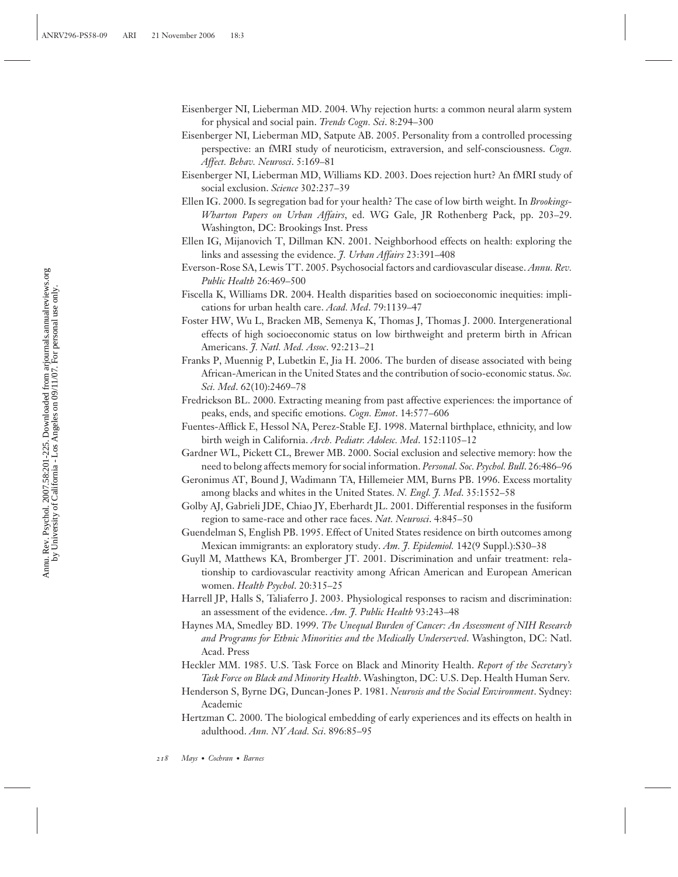Eisenberger NI, Lieberman MD. 2004. Why rejection hurts: a common neural alarm system for physical and social pain. *Trends Cogn. Sci*. 8:294–300

Eisenberger NI, Lieberman MD, Satpute AB. 2005. Personality from a controlled processing perspective: an fMRI study of neuroticism, extraversion, and self-consciousness. *Cogn. Affect. Behav. Neurosci*. 5:169–81

Eisenberger NI, Lieberman MD, Williams KD. 2003. Does rejection hurt? An fMRI study of social exclusion. *Science* 302:237–39

Ellen IG. 2000. Is segregation bad for your health? The case of low birth weight. In *Brookings-Wharton Papers on Urban Affairs*, ed. WG Gale, JR Rothenberg Pack, pp. 203–29. Washington, DC: Brookings Inst. Press

Ellen IG, Mijanovich T, Dillman KN. 2001. Neighborhood effects on health: exploring the links and assessing the evidence. *J. Urban Affairs* 23:391–408

Everson-Rose SA, Lewis TT. 2005. Psychosocial factors and cardiovascular disease. *Annu. Rev. Public Health* 26:469–500

Fiscella K, Williams DR. 2004. Health disparities based on socioeconomic inequities: implications for urban health care. *Acad. Med*. 79:1139–47

Foster HW, Wu L, Bracken MB, Semenya K, Thomas J, Thomas J. 2000. Intergenerational effects of high socioeconomic status on low birthweight and preterm birth in African Americans. *J. Natl. Med. Assoc*. 92:213–21

Franks P, Muennig P, Lubetkin E, Jia H. 2006. The burden of disease associated with being African-American in the United States and the contribution of socio-economic status. *Soc. Sci. Med*. 62(10):2469–78

Fredrickson BL. 2000. Extracting meaning from past affective experiences: the importance of peaks, ends, and specific emotions. *Cogn. Emot*. 14:577–606

Fuentes-Afflick E, Hessol NA, Perez-Stable EJ. 1998. Maternal birthplace, ethnicity, and low birth weigh in California. *Arch. Pediatr. Adolesc. Med*. 152:1105–12

Gardner WL, Pickett CL, Brewer MB. 2000. Social exclusion and selective memory: how the need to belong affects memory for social information. *Personal. Soc. Psychol. Bull*. 26:486–96

Geronimus AT, Bound J, Wadimann TA, Hillemeier MM, Burns PB. 1996. Excess mortality among blacks and whites in the United States. *N. Engl. J. Med*. 35:1552–58

Golby AJ, Gabrieli JDE, Chiao JY, Eberhardt JL. 2001. Differential responses in the fusiform region to same-race and other race faces. *Nat. Neurosci*. 4:845–50

Guendelman S, English PB. 1995. Effect of United States residence on birth outcomes among Mexican immigrants: an exploratory study. *Am. J. Epidemiol.* 142(9 Suppl.):S30–38

Guyll M, Matthews KA, Bromberger JT. 2001. Discrimination and unfair treatment: relationship to cardiovascular reactivity among African American and European American women. *Health Psychol*. 20:315–25

Harrell JP, Halls S, Taliaferro J. 2003. Physiological responses to racism and discrimination: an assessment of the evidence. *Am. J. Public Health* 93:243–48

Haynes MA, Smedley BD. 1999. *The Unequal Burden of Cancer: An Assessment of NIH Research and Programs for Ethnic Minorities and the Medically Underserved*. Washington, DC: Natl. Acad. Press

Heckler MM. 1985. U.S. Task Force on Black and Minority Health. *Report of the Secretary's Task Force on Black and Minority Health*. Washington, DC: U.S. Dep. Health Human Serv.

Henderson S, Byrne DG, Duncan-Jones P. 1981. *Neurosis and the Social Environment*. Sydney: Academic

Hertzman C. 2000. The biological embedding of early experiences and its effects on health in adulthood. *Ann. NY Acad. Sci*. 896:85–95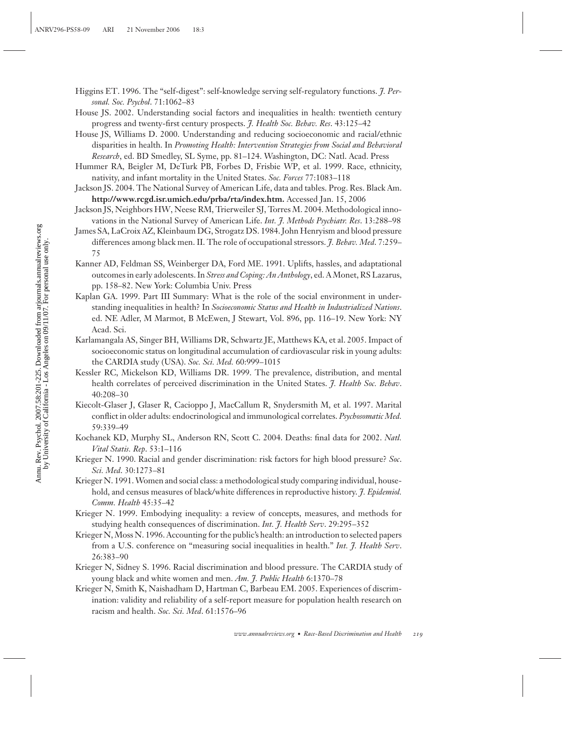Higgins ET. 1996. The "self-digest": self-knowledge serving self-regulatory functions. *J. Personal. Soc. Psychol*. 71:1062–83

House JS. 2002. Understanding social factors and inequalities in health: twentieth century progress and twenty-first century prospects. *J. Health Soc. Behav. Res*. 43:125–42

House JS, Williams D. 2000. Understanding and reducing socioeconomic and racial/ethnic disparities in health. In *Promoting Health: Intervention Strategies from Social and Behavioral Research*, ed. BD Smedley, SL Syme, pp. 81–124. Washington, DC: Natl. Acad. Press

Hummer RA, Beigler M, DeTurk PB, Forbes D, Frisbie WP, et al. 1999. Race, ethnicity, nativity, and infant mortality in the United States. *Soc. Forces* 77:1083–118

Jackson JS. 2004. The National Survey of American Life, data and tables. Prog. Res. Black Am. **http://www.rcgd.isr.umich.edu/prba/rta/index.htm.** Accessed Jan. 15, 2006

Jackson JS, Neighbors HW, Neese RM, Trierweiler SJ, Torres M. 2004. Methodological innovations in the National Survey of American Life. *Int. J. Methods Psychiatr. Res*. 13:288–98

James SA, LaCroix AZ, Kleinbaum DG, Strogatz DS. 1984. John Henryism and blood pressure differences among black men. II. The role of occupational stressors. *J. Behav. Med*. 7:259–75

Kanner AD, Feldman SS, Weinberger DA, Ford ME. 1991. Uplifts, hassles, and adaptational outcomes in early adolescents. In *Stress and Coping: An Anthology*, ed. A Monet, RS Lazarus, pp. 158–82. New York: Columbia Univ. Press

Kaplan GA. 1999. Part III Summary: What is the role of the social environment in understanding inequalities in health? In *Socioeconomic Status and Health in Industrialized Nations*. ed. NE Adler, M Marmot, B McEwen, J Stewart, Vol. 896, pp. 116–19. New York: NY Acad. Sci.

Karlamangala AS, Singer BH, Williams DR, Schwartz JE, Matthews KA, et al. 2005. Impact of socioeconomic status on longitudinal accumulation of cardiovascular risk in young adults: the CARDIA study (USA). *Soc. Sci. Med.* 60:999–1015

Kessler RC, Mickelson KD, Williams DR. 1999. The prevalence, distribution, and mental health correlates of perceived discrimination in the United States. *J. Health Soc. Behav*. 40:208–30

Kiecolt-Glaser J, Glaser R, Cacioppo J, MacCallum R, Snydersmith M, et al. 1997. Marital conflict in older adults: endocrinological and immunological correlates. *Psychosomatic Med.* 59:339–49

Kochanek KD, Murphy SL, Anderson RN, Scott C. 2004. Deaths: final data for 2002. *Natl. Vital Statis. Rep*. 53:1–116

Krieger N. 1990. Racial and gender discrimination: risk factors for high blood pressure? *Soc. Sci. Med*. 30:1273–81

Krieger N. 1991. Women and social class: a methodological study comparing individual, household, and census measures of black/white differences in reproductive history. *J. Epidemiol. Comm. Health* 45:35–42

Krieger N. 1999. Embodying inequality: a review of concepts, measures, and methods for studying health consequences of discrimination. *Int. J. Health Serv*. 29:295–352

Krieger N, Moss N. 1996. Accounting for the public's health: an introduction to selected papers from a U.S. conference on "measuring social inequalities in health." *Int. J. Health Serv*. 26:383–90

Krieger N, Sidney S. 1996. Racial discrimination and blood pressure. The CARDIA study of young black and white women and men. *Am. J. Public Health* 6:1370–78

Krieger N, Smith K, Naishadham D, Hartman C, Barbeau EM. 2005. Experiences of discrimination: validity and reliability of a self-report measure for population health research on racism and health. *Soc. Sci. Med*. 61:1576–96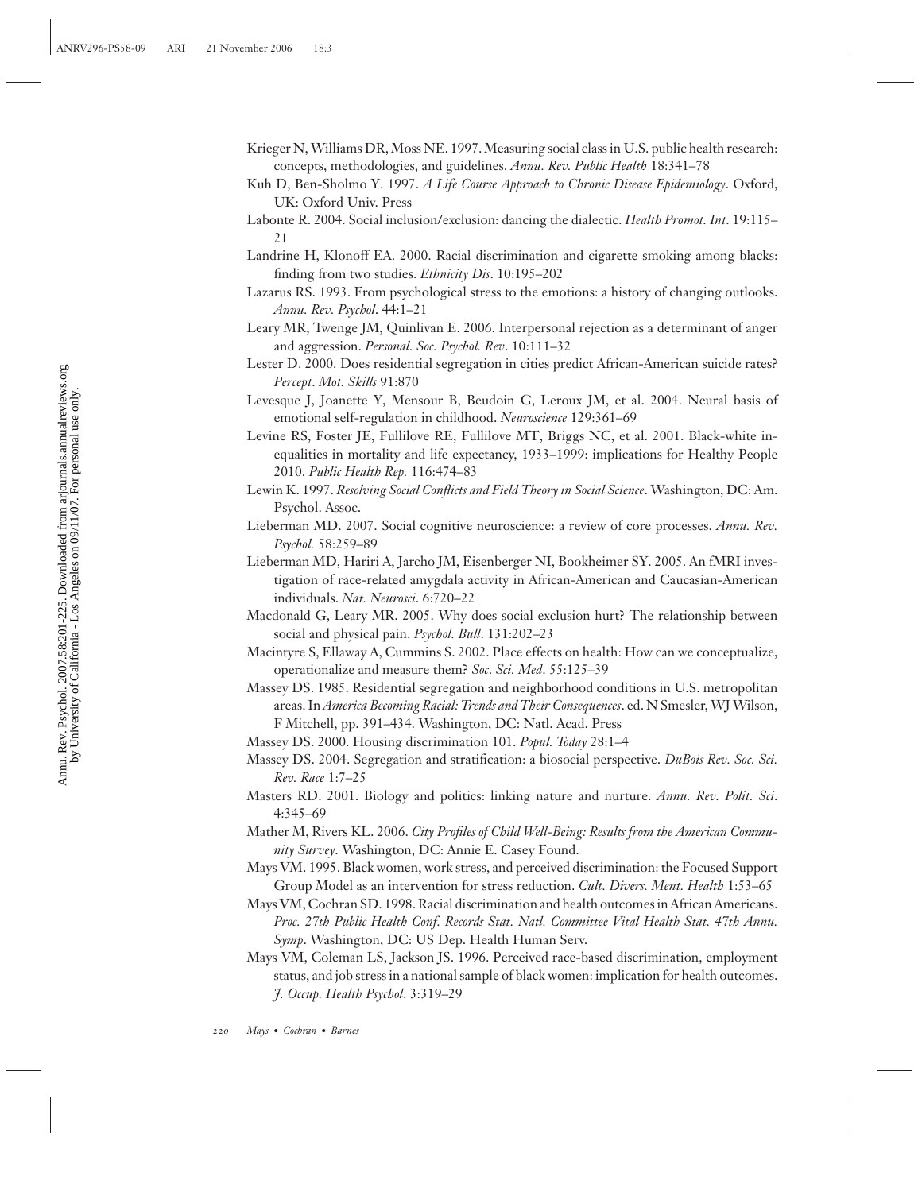Krieger N, Williams DR, Moss NE. 1997. Measuring social class in U.S. public health research: concepts, methodologies, and guidelines. *Annu. Rev. Public Health* 18:341–78

Kuh D, Ben-Sholmo Y. 1997. *A Life Course Approach to Chronic Disease Epidemiology*. Oxford, UK: Oxford Univ. Press

Labonte R. 2004. Social inclusion/exclusion: dancing the dialectic. *Health Promot. Int*. 19:115–21

Landrine H, Klonoff EA. 2000. Racial discrimination and cigarette smoking among blacks: finding from two studies. *Ethnicity Dis*. 10:195–202

Lazarus RS. 1993. From psychological stress to the emotions: a history of changing outlooks. *Annu. Rev. Psychol*. 44:1–21

Leary MR, Twenge JM, Quinlivan E. 2006. Interpersonal rejection as a determinant of anger and aggression. *Personal. Soc. Psychol. Rev*. 10:111–32

Lester D. 2000. Does residential segregation in cities predict African-American suicide rates? *Percept. Mot. Skills* 91:870

Levesque J, Joanette Y, Mensour B, Beudoin G, Leroux JM, et al. 2004. Neural basis of emotional self-regulation in childhood. *Neuroscience* 129:361–69

Levine RS, Foster JE, Fullilove RE, Fullilove MT, Briggs NC, et al. 2001. Black-white inequalities in mortality and life expectancy, 1933–1999: implications for Healthy People 2010. *Public Health Rep.* 116:474–83

Lewin K. 1997. *Resolving Social Conflicts and Field Theory in Social Science*. Washington, DC: Am. Psychol. Assoc.

Lieberman MD. 2007. Social cognitive neuroscience: a review of core processes. *Annu. Rev. Psychol.* 58:259–89

Lieberman MD, Hariri A, Jarcho JM, Eisenberger NI, Bookheimer SY. 2005. An fMRI investigation of race-related amygdala activity in African-American and Caucasian-American individuals. *Nat. Neurosci*. 6:720–22

Macdonald G, Leary MR. 2005. Why does social exclusion hurt? The relationship between social and physical pain. *Psychol. Bull*. 131:202–23

Macintyre S, Ellaway A, Cummins S. 2002. Place effects on health: How can we conceptualize, operationalize and measure them? *Soc. Sci. Med*. 55:125–39

Massey DS. 1985. Residential segregation and neighborhood conditions in U.S. metropolitan areas. In *America Becoming Racial: Trends and Their Consequences*. ed. N Smesler, WJ Wilson, F Mitchell, pp. 391–434. Washington, DC: Natl. Acad. Press

Massey DS. 2000. Housing discrimination 101. *Popul. Today* 28:1–4

Massey DS. 2004. Segregation and stratification: a biosocial perspective. *DuBois Rev. Soc. Sci. Rev. Race* 1:7–25

Masters RD. 2001. Biology and politics: linking nature and nurture. *Annu. Rev. Polit. Sci*. 4:345–69

Mather M, Rivers KL. 2006. *City Profiles of Child Well-Being: Results from the American Community Survey*. Washington, DC: Annie E. Casey Found.

Mays VM. 1995. Black women, work stress, and perceived discrimination: the Focused Support Group Model as an intervention for stress reduction. *Cult. Divers. Ment. Health* 1:53–65

Mays VM, Cochran SD. 1998. Racial discrimination and health outcomes in African Americans. *Proc. 27th Public Health Conf. Records Stat. Natl. Committee Vital Health Stat. 47th Annu. Symp*. Washington, DC: US Dep. Health Human Serv.

Mays VM, Coleman LS, Jackson JS. 1996. Perceived race-based discrimination, employment status, and job stress in a national sample of black women: implication for health outcomes. *J. Occup. Health Psychol*. 3:319–29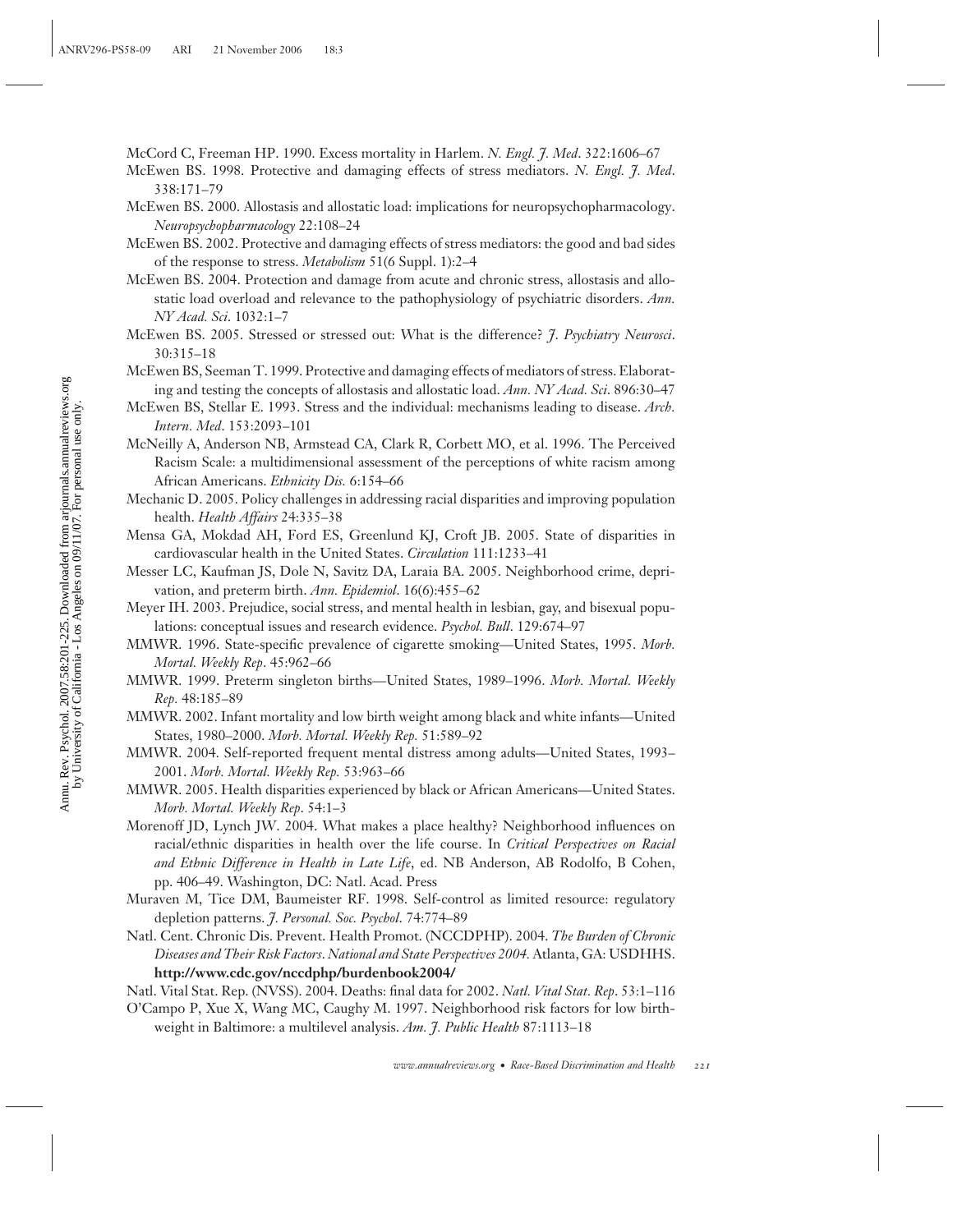McCord C, Freeman HP. 1990. Excess mortality in Harlem. *N. Engl. J. Med*. 322:1606–67

McEwen BS. 1998. Protective and damaging effects of stress mediators. *N. Engl. J. Med*. 338:171–79

McEwen BS. 2000. Allostasis and allostatic load: implications for neuropsychopharmacology. *Neuropsychopharmacology* 22:108–24

McEwen BS. 2002. Protective and damaging effects of stress mediators: the good and bad sides of the response to stress. *Metabolism* 51(6 Suppl. 1):2–4

McEwen BS. 2004. Protection and damage from acute and chronic stress, allostasis and allostatic load overload and relevance to the pathophysiology of psychiatric disorders. *Ann. NY Acad. Sci*. 1032:1–7

McEwen BS. 2005. Stressed or stressed out: What is the difference? *J. Psychiatry Neurosci*. 30:315–18

McEwen BS, Seeman T. 1999. Protective and damaging effects of mediators of stress. Elaborating and testing the concepts of allostasis and allostatic load. *Ann. NY Acad. Sci*. 896:30–47

McEwen BS, Stellar E. 1993. Stress and the individual: mechanisms leading to disease. *Arch. Intern. Med*. 153:2093–101

McNeilly A, Anderson NB, Armstead CA, Clark R, Corbett MO, et al. 1996. The Perceived Racism Scale: a multidimensional assessment of the perceptions of white racism among African Americans. *Ethnicity Dis.* 6:154–66

Mechanic D. 2005. Policy challenges in addressing racial disparities and improving population health. *Health Affairs* 24:335–38

Mensa GA, Mokdad AH, Ford ES, Greenlund KJ, Croft JB. 2005. State of disparities in cardiovascular health in the United States. *Circulation* 111:1233–41

Messer LC, Kaufman JS, Dole N, Savitz DA, Laraia BA. 2005. Neighborhood crime, deprivation, and preterm birth. *Ann. Epidemiol*. 16(6):455–62

Meyer IH. 2003. Prejudice, social stress, and mental health in lesbian, gay, and bisexual populations: conceptual issues and research evidence. *Psychol. Bull*. 129:674–97

MMWR. 1996. State-specific prevalence of cigarette smoking—United States, 1995. *Morb. Mortal. Weekly Rep*. 45:962–66

MMWR. 1999. Preterm singleton births—United States, 1989–1996. *Morb. Mortal. Weekly Rep.* 48:185–89

MMWR. 2002. Infant mortality and low birth weight among black and white infants—United States, 1980–2000. *Morb. Mortal. Weekly Rep.* 51:589–92

MMWR. 2004. Self-reported frequent mental distress among adults—United States, 1993–2001. *Morb. Mortal. Weekly Rep.* 53:963–66

MMWR. 2005. Health disparities experienced by black or African Americans—United States. *Morb. Mortal. Weekly Rep*. 54:1–3

Morenoff JD, Lynch JW. 2004. What makes a place healthy? Neighborhood influences on racial/ethnic disparities in health over the life course. In *Critical Perspectives on Racial and Ethnic Difference in Health in Late Life*, ed. NB Anderson, AB Rodolfo, B Cohen, pp. 406–49. Washington, DC: Natl. Acad. Press

Muraven M, Tice DM, Baumeister RF. 1998. Self-control as limited resource: regulatory depletion patterns. *J. Personal. Soc. Psychol*. 74:774–89

Natl. Cent. Chronic Dis. Prevent. Health Promot. (NCCDPHP). 2004. *The Burden of Chronic Diseases and Their Risk Factors. National and State Perspectives 2004.* Atlanta, GA: USDHHS. **http://www.cdc.gov/nccdphp/burdenbook2004/**

Natl. Vital Stat. Rep. (NVSS). 2004. Deaths: final data for 2002. *Natl. Vital Stat. Rep*. 53:1–116

O'Campo P, Xue X, Wang MC, Caughy M. 1997. Neighborhood risk factors for low birthweight in Baltimore: a multilevel analysis. *Am. J. Public Health* 87:1113–18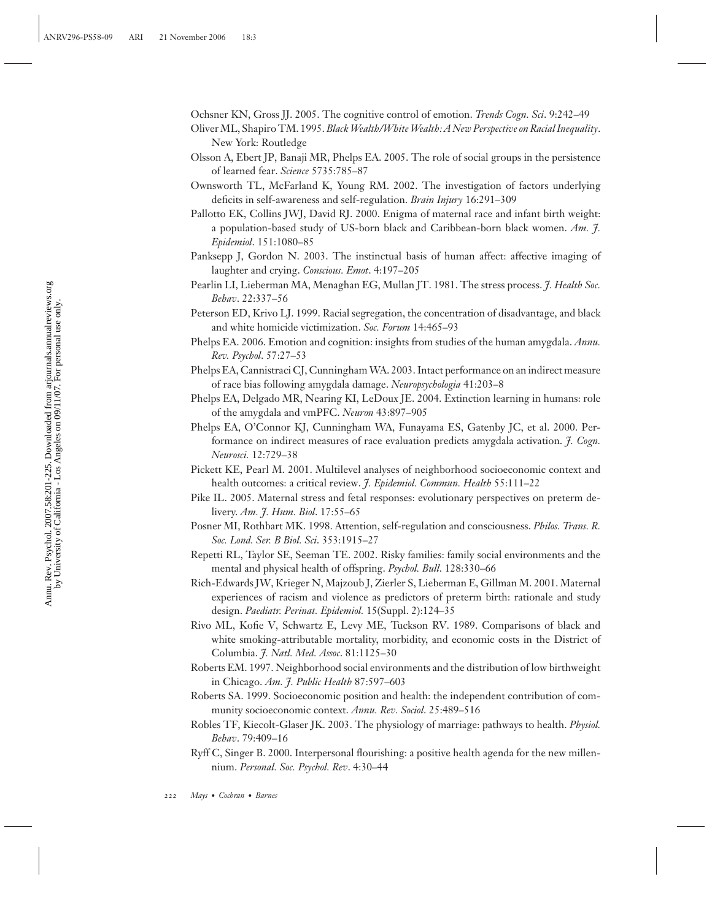Ochsner KN, Gross JJ. 2005. The cognitive control of emotion. *Trends Cogn. Sci*. 9:242–49

Oliver ML, Shapiro TM. 1995. *Black Wealth/White Wealth: A New Perspective on Racial Inequality*. New York: Routledge

Olsson A, Ebert JP, Banaji MR, Phelps EA. 2005. The role of social groups in the persistence of learned fear. *Science* 5735:785–87

Ownsworth TL, McFarland K, Young RM. 2002. The investigation of factors underlying deficits in self-awareness and self-regulation. *Brain Injury* 16:291–309

Pallotto EK, Collins JWJ, David RJ. 2000. Enigma of maternal race and infant birth weight: a population-based study of US-born black and Caribbean-born black women. *Am. J. Epidemiol*. 151:1080–85

Panksepp J, Gordon N. 2003. The instinctual basis of human affect: affective imaging of laughter and crying. *Conscious. Emot*. 4:197–205

Pearlin LI, Lieberman MA, Menaghan EG, Mullan JT. 1981. The stress process. *J. Health Soc. Behav*. 22:337–56

Peterson ED, Krivo LJ. 1999. Racial segregation, the concentration of disadvantage, and black and white homicide victimization. *Soc. Forum* 14:465–93

Phelps EA. 2006. Emotion and cognition: insights from studies of the human amygdala. *Annu. Rev. Psychol*. 57:27–53

Phelps EA, Cannistraci CJ, Cunningham WA. 2003. Intact performance on an indirect measure of race bias following amygdala damage. *Neuropsychologia* 41:203–8

Phelps EA, Delgado MR, Nearing KI, LeDoux JE. 2004. Extinction learning in humans: role of the amygdala and vmPFC. *Neuron* 43:897–905

Phelps EA, O'Connor KJ, Cunningham WA, Funayama ES, Gatenby JC, et al. 2000. Performance on indirect measures of race evaluation predicts amygdala activation. *J. Cogn. Neurosci.* 12:729–38

Pickett KE, Pearl M. 2001. Multilevel analyses of neighborhood socioeconomic context and health outcomes: a critical review. *J. Epidemiol. Commun. Health* 55:111–22

Pike IL. 2005. Maternal stress and fetal responses: evolutionary perspectives on preterm delivery. *Am. J. Hum. Biol*. 17:55–65

Posner MI, Rothbart MK. 1998. Attention, self-regulation and consciousness. *Philos. Trans. R. Soc. Lond. Ser. B Biol. Sci*. 353:1915–27

Repetti RL, Taylor SE, Seeman TE. 2002. Risky families: family social environments and the mental and physical health of offspring. *Psychol. Bull*. 128:330–66

Rich-Edwards JW, Krieger N, Majzoub J, Zierler S, Lieberman E, Gillman M. 2001. Maternal experiences of racism and violence as predictors of preterm birth: rationale and study design. *Paediatr. Perinat. Epidemiol.* 15(Suppl. 2):124–35

Rivo ML, Kofie V, Schwartz E, Levy ME, Tuckson RV. 1989. Comparisons of black and white smoking-attributable mortality, morbidity, and economic costs in the District of Columbia. *J. Natl. Med. Assoc*. 81:1125–30

Roberts EM. 1997. Neighborhood social environments and the distribution of low birthweight in Chicago. *Am. J. Public Health* 87:597–603

Roberts SA. 1999. Socioeconomic position and health: the independent contribution of community socioeconomic context. *Annu. Rev. Sociol*. 25:489–516

Robles TF, Kiecolt-Glaser JK. 2003. The physiology of marriage: pathways to health. *Physiol. Behav*. 79:409–16

Ryff C, Singer B. 2000. Interpersonal flourishing: a positive health agenda for the new millennium. *Personal. Soc. Psychol. Rev*. 4:30–44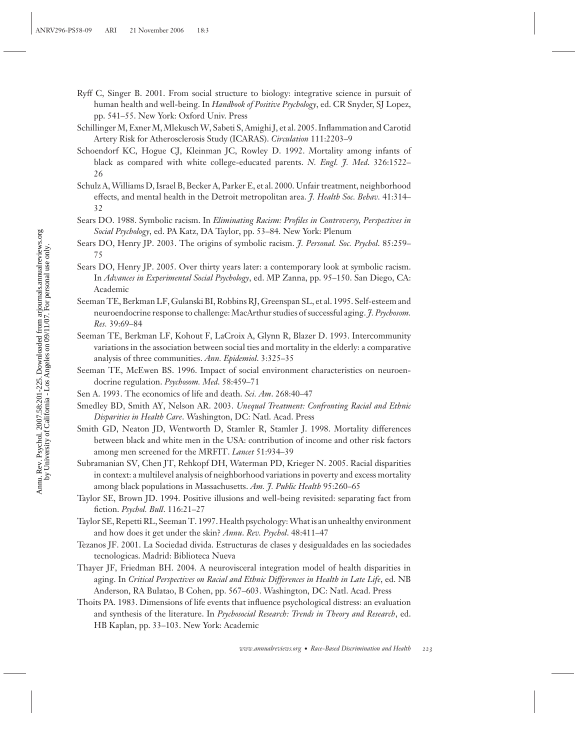Ryff C, Singer B. 2001. From social structure to biology: integrative science in pursuit of human health and well-being. In *Handbook of Positive Psychology*, ed. CR Snyder, SJ Lopez, pp. 541–55. New York: Oxford Univ. Press

Schillinger M, Exner M, Mlekusch W, Sabeti S, Amighi J, et al. 2005. Inflammation and Carotid Artery Risk for Atherosclerosis Study (ICARAS). *Circulation* 111:2203–9

Schoendorf KC, Hogue CJ, Kleinman JC, Rowley D. 1992. Mortality among infants of black as compared with white college-educated parents. *N. Engl. J. Med.* 326:1522–26

Schulz A, Williams D, Israel B, Becker A, Parker E, et al. 2000. Unfair treatment, neighborhood effects, and mental health in the Detroit metropolitan area. *J. Health Soc. Behav.* 41:314–32

Sears DO. 1988. Symbolic racism. In *Eliminating Racism: Profiles in Controversy, Perspectives in Social Psychology*, ed. PA Katz, DA Taylor, pp. 53–84. New York: Plenum

Sears DO, Henry JP. 2003. The origins of symbolic racism. *J. Personal. Soc. Psychol.* 85:259–75

Sears DO, Henry JP. 2005. Over thirty years later: a contemporary look at symbolic racism. In *Advances in Experimental Social Psychology*, ed. MP Zanna, pp. 95–150. San Diego, CA: Academic

Seeman TE, Berkman LF, Gulanski BI, Robbins RJ, Greenspan SL, et al. 1995. Self-esteem and neuroendocrine response to challenge: MacArthur studies of successful aging. *J. Psychosom. Res.* 39:69–84

Seeman TE, Berkman LF, Kohout F, LaCroix A, Glynn R, Blazer D. 1993. Intercommunity variations in the association between social ties and mortality in the elderly: a comparative analysis of three communities. *Ann. Epidemiol.* 3:325–35

Seeman TE, McEwen BS. 1996. Impact of social environment characteristics on neuroendocrine regulation. *Psychosom. Med.* 58:459–71

Sen A. 1993. The economics of life and death. *Sci. Am.* 268:40–47

Smedley BD, Smith AY, Nelson AR. 2003. *Unequal Treatment: Confronting Racial and Ethnic Disparities in Health Care*. Washington, DC: Natl. Acad. Press

Smith GD, Neaton JD, Wentworth D, Stamler R, Stamler J. 1998. Mortality differences between black and white men in the USA: contribution of income and other risk factors among men screened for the MRFIT. *Lancet* 51:934–39

Subramanian SV, Chen JT, Rehkopf DH, Waterman PD, Krieger N. 2005. Racial disparities in context: a multilevel analysis of neighborhood variations in poverty and excess mortality among black populations in Massachusetts. *Am. J. Public Health* 95:260–65

Taylor SE, Brown JD. 1994. Positive illusions and well-being revisited: separating fact from fiction. *Psychol. Bull.* 116:21–27

Taylor SE, Repetti RL, Seeman T. 1997. Health psychology: What is an unhealthy environment and how does it get under the skin? *Annu. Rev. Psychol.* 48:411–47

Tezanos JF. 2001. La Sociedad divida. Estructuras de clases y desigualdades en las sociedades tecnologicas. Madrid: Biblioteca Nueva

Thayer JF, Friedman BH. 2004. A neurovisceral integration model of health disparities in aging. In *Critical Perspectives on Racial and Ethnic Differences in Health in Late Life*, ed. NB Anderson, RA Bulatao, B Cohen, pp. 567–603. Washington, DC: Natl. Acad. Press

Thoits PA. 1983. Dimensions of life events that influence psychological distress: an evaluation and synthesis of the literature. In *Psychosocial Research: Trends in Theory and Research*, ed. HB Kaplan, pp. 33–103. New York: Academic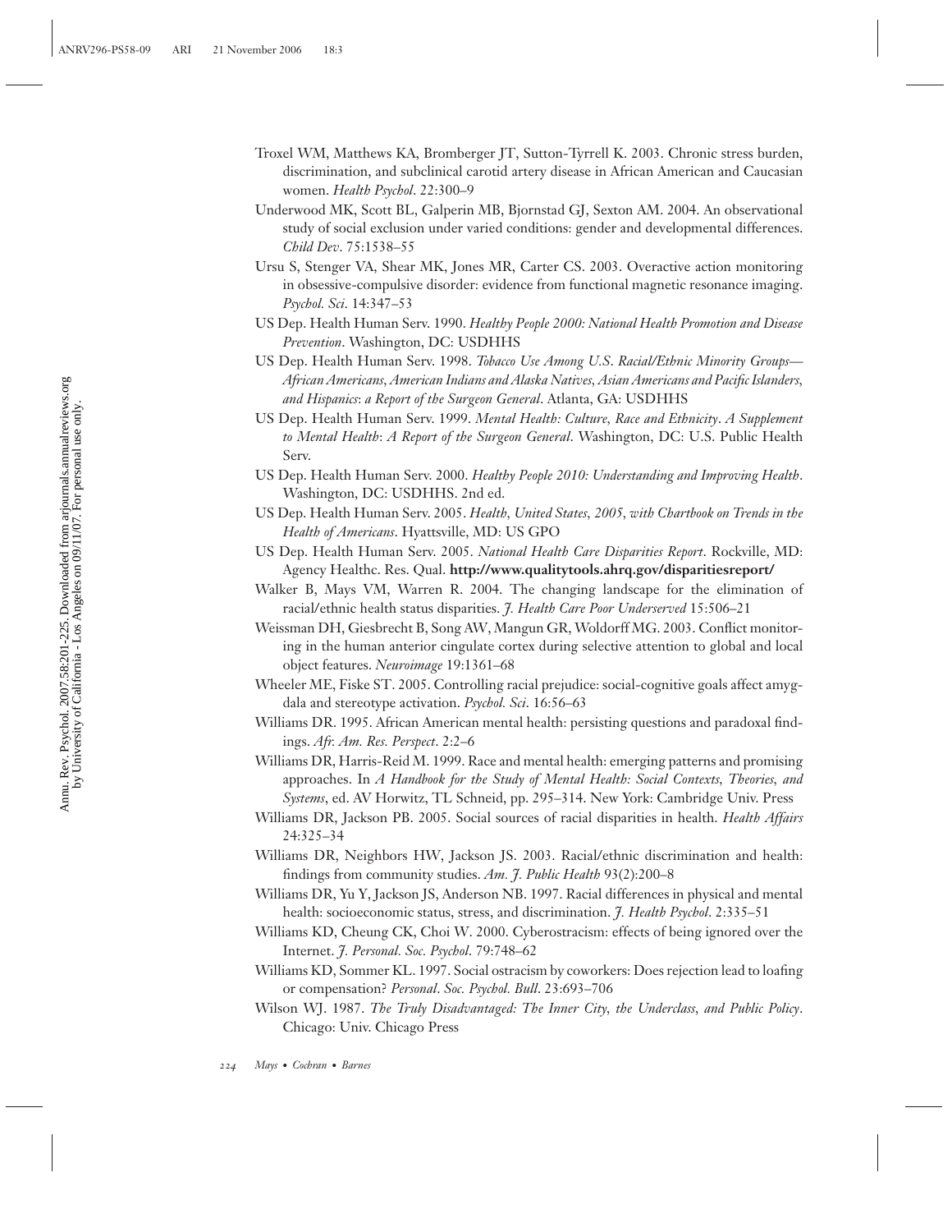Troxel WM, Matthews KA, Bromberger JT, Sutton-Tyrrell K. 2003. Chronic stress burden, discrimination, and subclinical carotid artery disease in African American and Caucasian women. *Health Psychol*. 22:300–9

Underwood MK, Scott BL, Galperin MB, Bjornstad GJ, Sexton AM. 2004. An observational study of social exclusion under varied conditions: gender and developmental differences. *Child Dev*. 75:1538–55

Ursu S, Stenger VA, Shear MK, Jones MR, Carter CS. 2003. Overactive action monitoring in obsessive-compulsive disorder: evidence from functional magnetic resonance imaging. *Psychol. Sci*. 14:347–53

US Dep. Health Human Serv. 1990. *Healthy People 2000: National Health Promotion and Disease Prevention*. Washington, DC: USDHHS

US Dep. Health Human Serv. 1998. *Tobacco Use Among U.S. Racial/Ethnic Minority Groups—African Americans, American Indians and Alaska Natives, Asian Americans and Pacific Islanders, and Hispanics: a Report of the Surgeon General*. Atlanta, GA: USDHHS

US Dep. Health Human Serv. 1999. *Mental Health: Culture, Race and Ethnicity. A Supplement to Mental Health: A Report of the Surgeon General*. Washington, DC: U.S. Public Health Serv.

US Dep. Health Human Serv. 2000. *Healthy People 2010: Understanding and Improving Health*. Washington, DC: USDHHS. 2nd ed.

US Dep. Health Human Serv. 2005. *Health, United States, 2005, with Chartbook on Trends in the Health of Americans*. Hyattsville, MD: US GPO

US Dep. Health Human Serv. 2005. *National Health Care Disparities Report*. Rockville, MD: Agency Healthc. Res. Qual. **http://www.qualitytools.ahrq.gov/disparitiesreport/**

Walker B, Mays VM, Warren R. 2004. The changing landscape for the elimination of racial/ethnic health status disparities. *J. Health Care Poor Underserved* 15:506–21

Weissman DH, Giesbrecht B, Song AW, Mangun GR, Woldorff MG. 2003. Conflict monitoring in the human anterior cingulate cortex during selective attention to global and local object features. *Neuroimage* 19:1361–68

Wheeler ME, Fiske ST. 2005. Controlling racial prejudice: social-cognitive goals affect amygdala and stereotype activation. *Psychol. Sci*. 16:56–63

Williams DR. 1995. African American mental health: persisting questions and paradoxal findings. *Afr. Am. Res. Perspect*. 2:2–6

Williams DR, Harris-Reid M. 1999. Race and mental health: emerging patterns and promising approaches. In *A Handbook for the Study of Mental Health: Social Contexts, Theories, and Systems*, ed. AV Horwitz, TL Schneid, pp. 295–314. New York: Cambridge Univ. Press

Williams DR, Jackson PB. 2005. Social sources of racial disparities in health. *Health Affairs* 24:325–34

Williams DR, Neighbors HW, Jackson JS. 2003. Racial/ethnic discrimination and health: findings from community studies. *Am. J. Public Health* 93(2):200–8

Williams DR, Yu Y, Jackson JS, Anderson NB. 1997. Racial differences in physical and mental health: socioeconomic status, stress, and discrimination. *J. Health Psychol*. 2:335–51

Williams KD, Cheung CK, Choi W. 2000. Cyberostracism: effects of being ignored over the Internet. *J. Personal. Soc. Psychol*. 79:748–62

Williams KD, Sommer KL. 1997. Social ostracism by coworkers: Does rejection lead to loafing or compensation? *Personal. Soc. Psychol. Bull*. 23:693–706

Wilson WJ. 1987. *The Truly Disadvantaged: The Inner City, the Underclass, and Public Policy*. Chicago: Univ. Chicago Press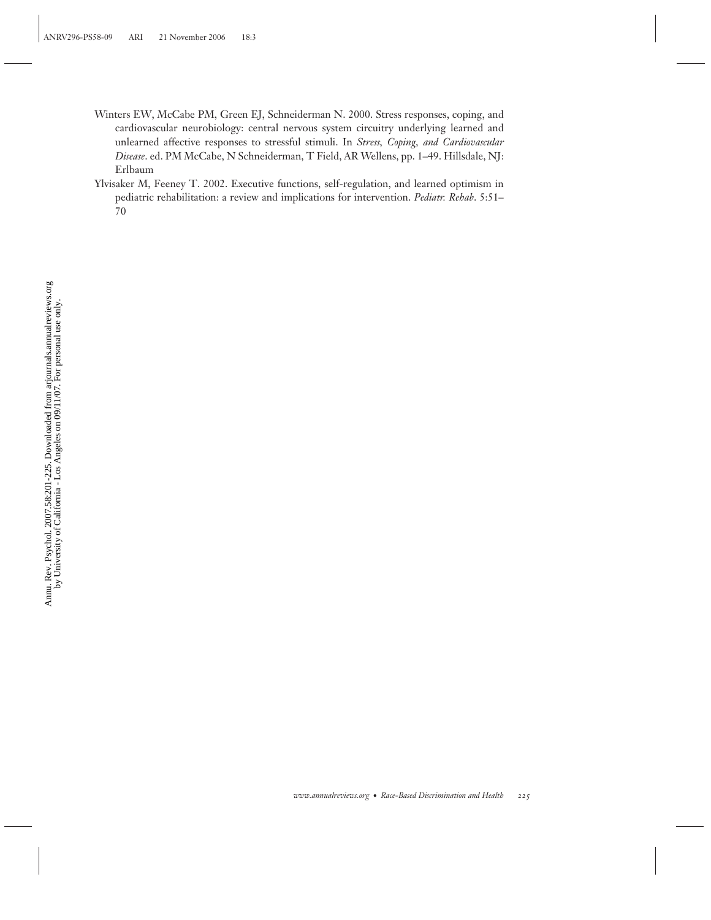Winters EW, McCabe PM, Green EJ, Schneiderman N. 2000. Stress responses, coping, and cardiovascular neurobiology: central nervous system circuitry underlying learned and unlearned affective responses to stressful stimuli. In *Stress, Coping, and Cardiovascular Disease*. ed. PM McCabe, N Schneiderman, T Field, AR Wellens, pp. 1–49. Hillsdale, NJ: Erlbaum

Ylvisaker M, Feeney T. 2002. Executive functions, self-regulation, and learned optimism in pediatric rehabilitation: a review and implications for intervention. *Pediatr. Rehab*. 5:51–70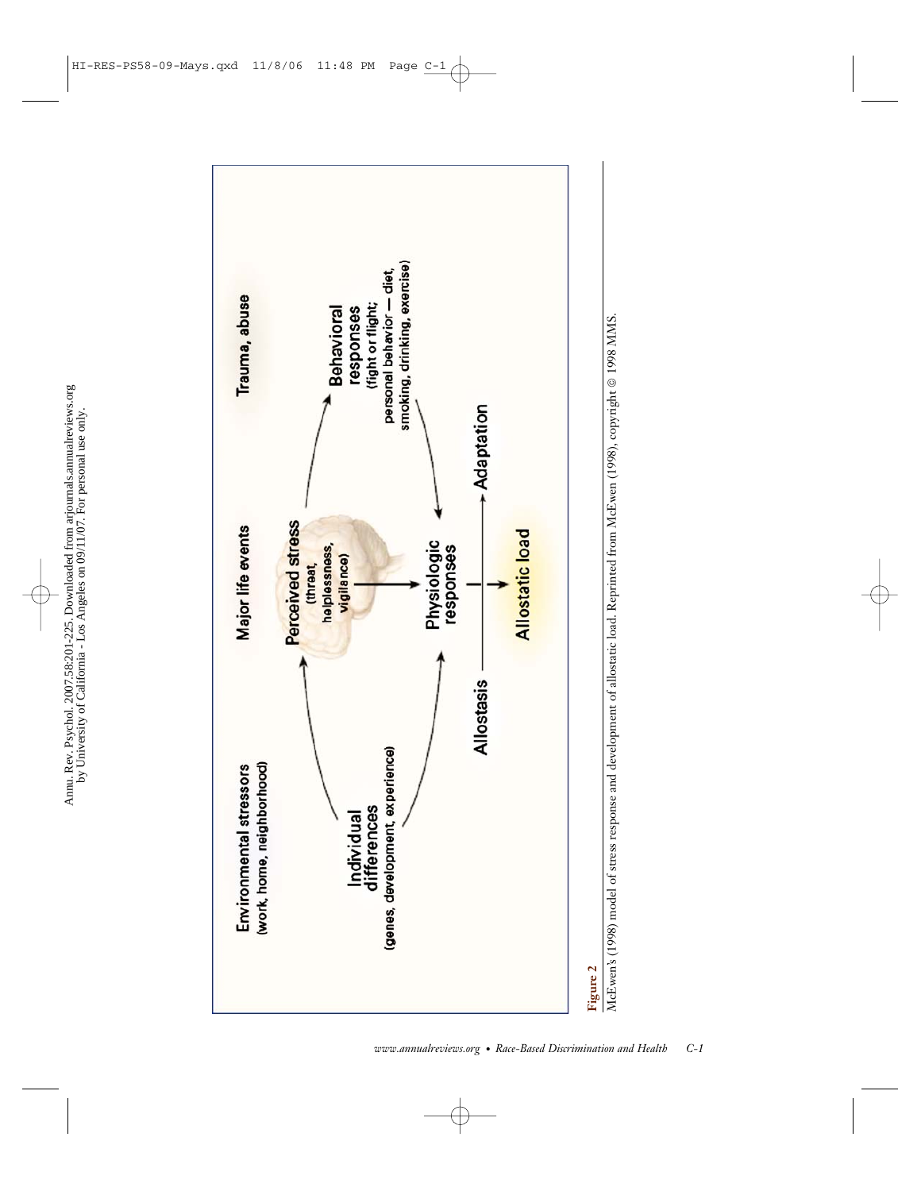Environmental stressors (work, home, neighborhood)

Major life events

Trauma, abuse

Individual differences (genes, development, experience)

Perceived stress (threat, helplessness, vigilance)

Behavioral responses (fight or flight; personal behavior — diet, smoking, drinking, exercise)

Physiologic responses

Allostasis

Adaptation

Allostatic load

**Figure 2**

McEwen's (1998) model of stress response and development of allostatic load. Reprinted from McEwen (1998), copyright © 1998 MMS.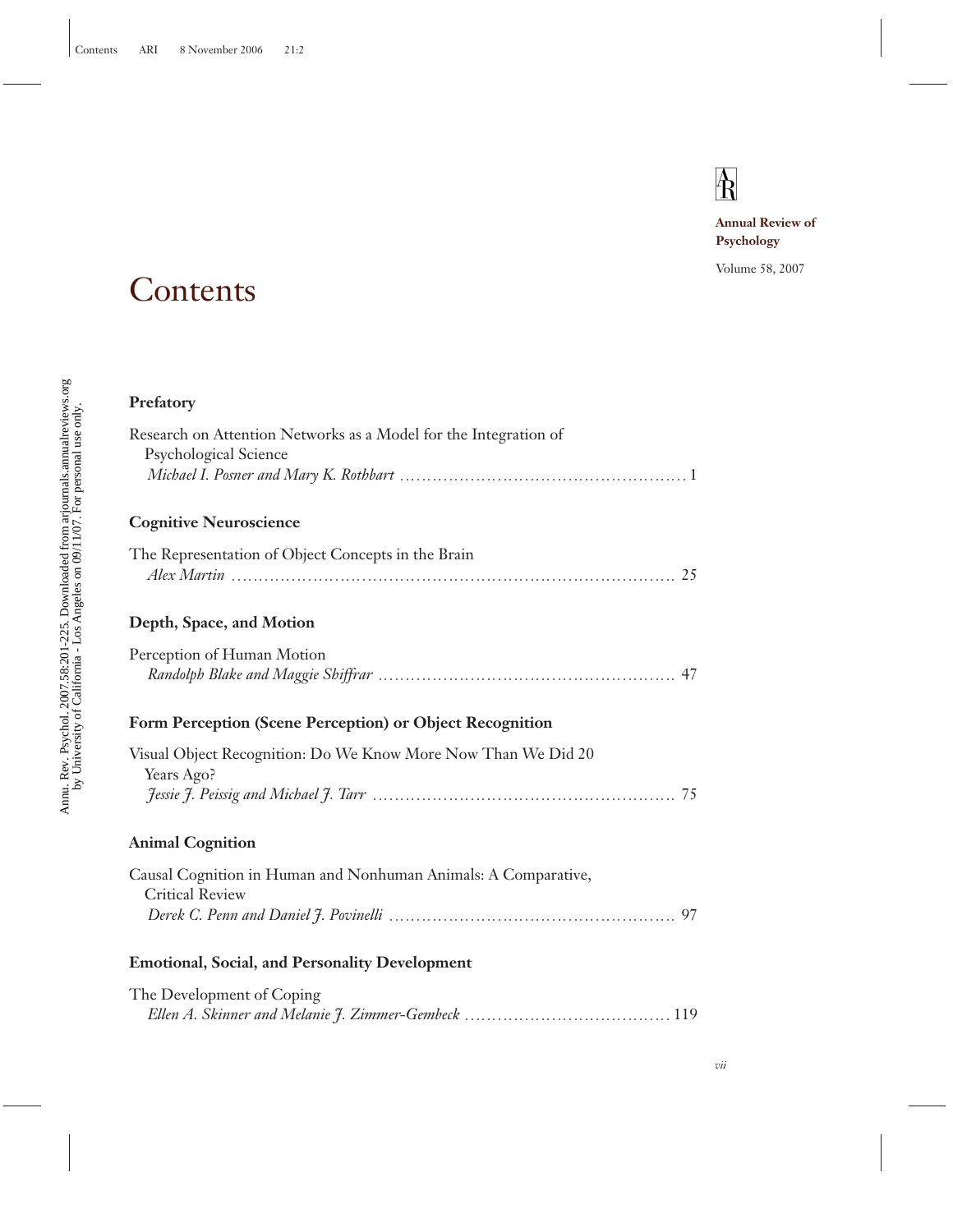Annual Review of Psychology

Volume 58, 2007

# Contents

### Prefatory

Research on Attention Networks as a Model for the Integration of Psychological Science
*Michael I. Posner and Mary K. Rothbart* . . . . . . . . . . . . . . . . . . . . . . . . . . . . . . . . . . . . . . . . . . . . . . 1

### Cognitive Neuroscience

The Representation of Object Concepts in the Brain
*Alex Martin* . . . . . . . . . . . . . . . . . . . . . . . . . . . . . . . . . . . . . . . . . . . . . . . . . . . . . . . . . . . . . . . . . . . . . . 25

### Depth, Space, and Motion

Perception of Human Motion
*Randolph Blake and Maggie Shiffrar* . . . . . . . . . . . . . . . . . . . . . . . . . . . . . . . . . . . . . . . . . . . . . . . 47

### Form Perception (Scene Perception) or Object Recognition

Visual Object Recognition: Do We Know More Now Than We Did 20 Years Ago?
*Jessie J. Peissig and Michael J. Tarr* . . . . . . . . . . . . . . . . . . . . . . . . . . . . . . . . . . . . . . . . . . . . . . . . 75

### Animal Cognition

Causal Cognition in Human and Nonhuman Animals: A Comparative, Critical Review
*Derek C. Penn and Daniel J. Povinelli* . . . . . . . . . . . . . . . . . . . . . . . . . . . . . . . . . . . . . . . . . . . . . . 97

### Emotional, Social, and Personality Development

The Development of Coping
*Ellen A. Skinner and Melanie J. Zimmer-Gembeck* . . . . . . . . . . . . . . . . . . . . . . . . . . . . . . . . . . 119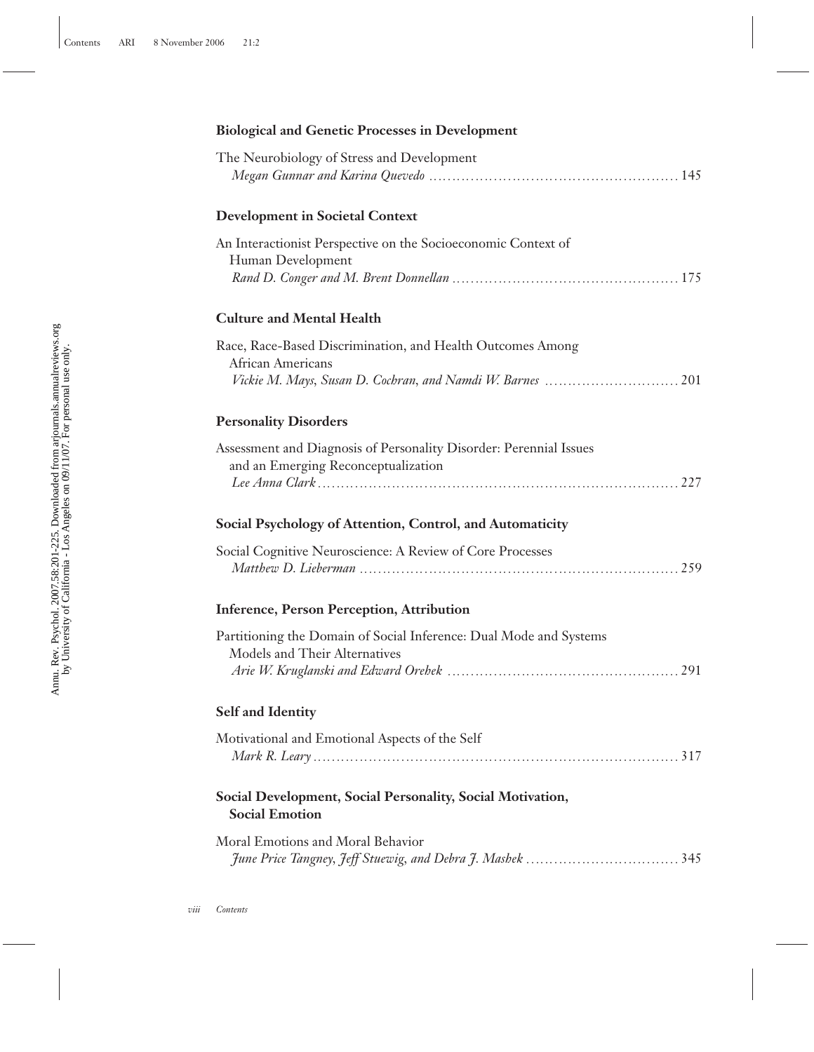### Biological and Genetic Processes in Development

The Neurobiology of Stress and Development
*Megan Gunnar and Karina Quevedo* ........ 145

### Development in Societal Context

An Interactionist Perspective on the Socioeconomic Context of Human Development
*Rand D. Conger and M. Brent Donnellan* ........ 175

### Culture and Mental Health

Race, Race-Based Discrimination, and Health Outcomes Among African Americans
*Vickie M. Mays, Susan D. Cochran, and Namdi W. Barnes* ........ 201

### Personality Disorders

Assessment and Diagnosis of Personality Disorder: Perennial Issues and an Emerging Reconceptualization
*Lee Anna Clark* ........ 227

### Social Psychology of Attention, Control, and Automaticity

Social Cognitive Neuroscience: A Review of Core Processes
*Matthew D. Lieberman* ........ 259

### Inference, Person Perception, Attribution

Partitioning the Domain of Social Inference: Dual Mode and Systems Models and Their Alternatives
*Arie W. Kruglanski and Edward Orehek* ........ 291

### Self and Identity

Motivational and Emotional Aspects of the Self
*Mark R. Leary* ........ 317

### Social Development, Social Personality, Social Motivation, Social Emotion

Moral Emotions and Moral Behavior
*June Price Tangney, Jeff Stuewig, and Debra J. Mashek* ........ 345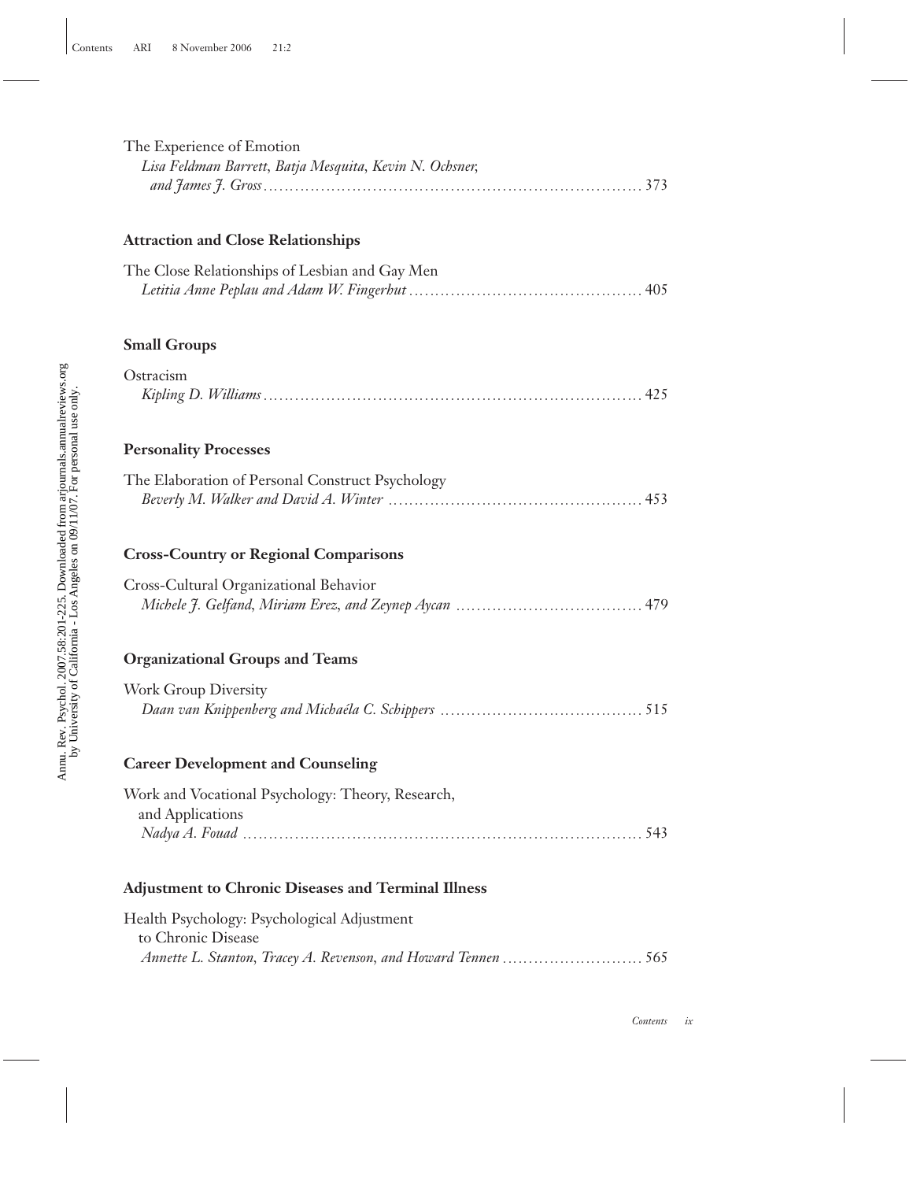The Experience of Emotion
*Lisa Feldman Barrett, Batja Mesquita, Kevin N. Ochsner, and James J. Gross* .......... 373

## Attraction and Close Relationships

The Close Relationships of Lesbian and Gay Men
*Letitia Anne Peplau and Adam W. Fingerhut* .......... 405

## Small Groups

Ostracism
*Kipling D. Williams* .......... 425

## Personality Processes

The Elaboration of Personal Construct Psychology
*Beverly M. Walker and David A. Winter* .......... 453

## Cross-Country or Regional Comparisons

Cross-Cultural Organizational Behavior
*Michele J. Gelfand, Miriam Erez, and Zeynep Aycan* .......... 479

## Organizational Groups and Teams

Work Group Diversity
*Daan van Knippenberg and Michaéla C. Schippers* .......... 515

## Career Development and Counseling

Work and Vocational Psychology: Theory, Research, and Applications
*Nadya A. Fouad* .......... 543

## Adjustment to Chronic Diseases and Terminal Illness

Health Psychology: Psychological Adjustment to Chronic Disease
*Annette L. Stanton, Tracey A. Revenson, and Howard Tennen* .......... 565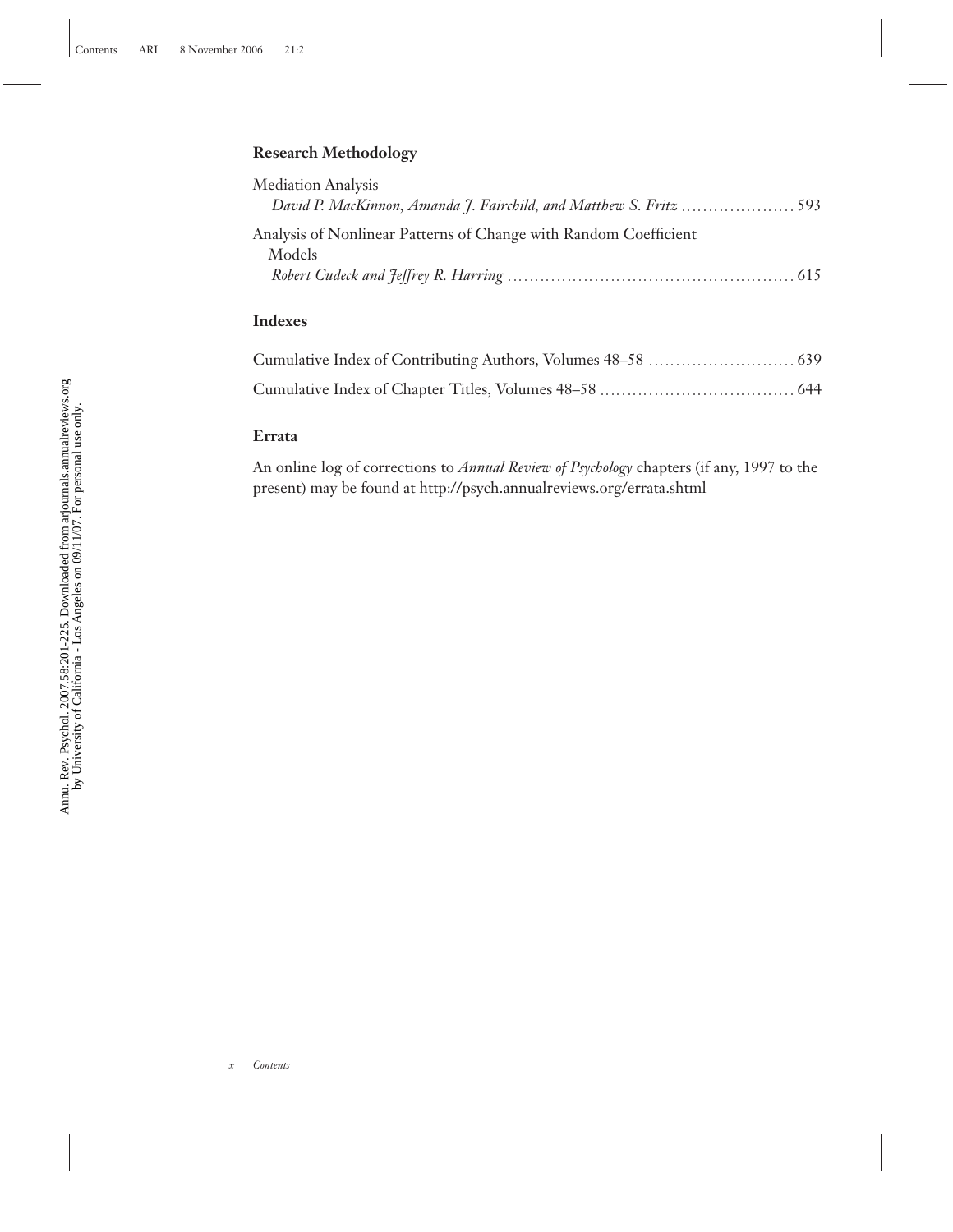### Research Methodology

Mediation Analysis
*David P. MacKinnon, Amanda J. Fairchild, and Matthew S. Fritz* . . . . . . . . . . . . . . . . . . . . 593

Analysis of Nonlinear Patterns of Change with Random Coefficient Models
*Robert Cudeck and Jeffrey R. Harring* . . . . . . . . . . . . . . . . . . . . . . . . . . . . . . . . . . . . . . . . . . . . . . . . 615

### Indexes

Cumulative Index of Contributing Authors, Volumes 48–58 . . . . . . . . . . . . . . . . . . . . . . . . . . 639

Cumulative Index of Chapter Titles, Volumes 48–58 . . . . . . . . . . . . . . . . . . . . . . . . . . . . . . . . . . 644

### Errata

An online log of corrections to *Annual Review of Psychology* chapters (if any, 1997 to the present) may be found at http://psych.annualreviews.org/errata.shtml